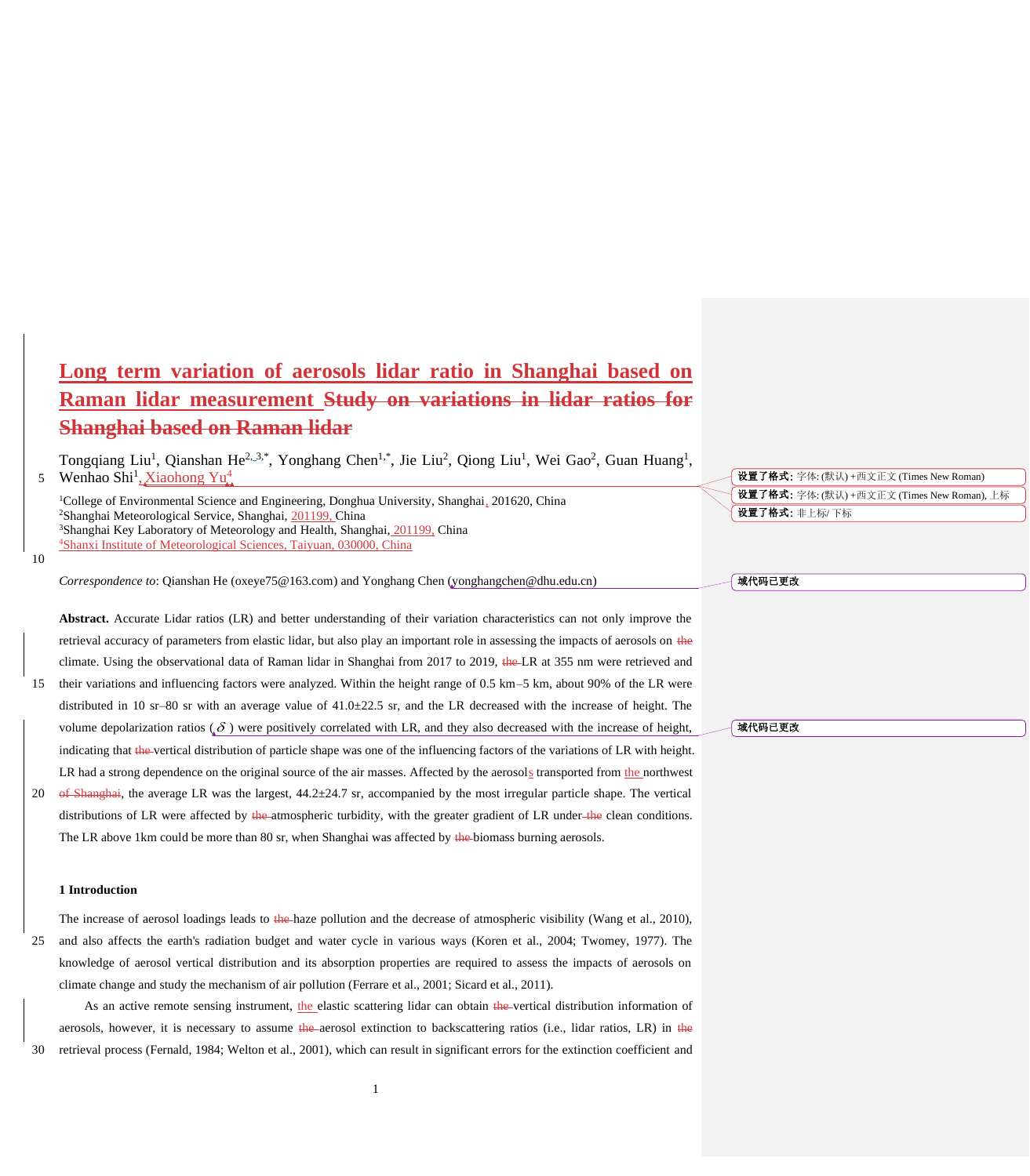# Long term variation of aerosols lidar ratio in Shanghai based on Raman lidar measurement ~~Study on variations in lidar ratios for Shanghai based on Raman lidar~~

Tongqiang Liu[1], Qianshan He[2,3,*], Yonghang Chen[1,*], Jie Liu[2], Qiong Liu[1], Wei Gao[2], Guan Huang[1], Wenhao Shi[1], Xiaohong Yu[4]

[1]College of Environmental Science and Engineering, Donghua University, Shanghai, 201620, China
[2]Shanghai Meteorological Service, Shanghai, 201199, China
[3]Shanghai Key Laboratory of Meteorology and Health, Shanghai, 201199, China
[4]Shanxi Institute of Meteorological Sciences, Taiyuan, 030000, China

*Correspondence to*: Qianshan He (oxeye75@163.com) and Yonghang Chen (yonghangchen@dhu.edu.cn)

**Abstract.** Accurate Lidar ratios (LR) and better understanding of their variation characteristics can not only improve the retrieval accuracy of parameters from elastic lidar, but also play an important role in assessing the impacts of aerosols on ~~the~~ climate. Using the observational data of Raman lidar in Shanghai from 2017 to 2019, ~~the~~ LR at 355 nm were retrieved and their variations and influencing factors were analyzed. Within the height range of 0.5 km–5 km, about 90% of the LR were distributed in 10 sr–80 sr with an average value of 41.0±22.5 sr, and the LR decreased with the increase of height. The volume depolarization ratios ($\delta$) were positively correlated with LR, and they also decreased with the increase of height, indicating that ~~the~~ vertical distribution of particle shape was one of the influencing factors of the variations of LR with height. LR had a strong dependence on the original source of the air masses. Affected by the aerosols transported from the northwest ~~of Shanghai~~, the average LR was the largest, 44.2±24.7 sr, accompanied by the most irregular particle shape. The vertical distributions of LR were affected by ~~the~~ atmospheric turbidity, with the greater gradient of LR under ~~the~~ clean conditions. The LR above 1km could be more than 80 sr, when Shanghai was affected by ~~the~~ biomass burning aerosols.

## 1 Introduction

The increase of aerosol loadings leads to ~~the~~ haze pollution and the decrease of atmospheric visibility (Wang et al., 2010), and also affects the earth's radiation budget and water cycle in various ways (Koren et al., 2004; Twomey, 1977). The knowledge of aerosol vertical distribution and its absorption properties are required to assess the impacts of aerosols on climate change and study the mechanism of air pollution (Ferrare et al., 2001; Sicard et al., 2011).

As an active remote sensing instrument, the elastic scattering lidar can obtain ~~the~~ vertical distribution information of aerosols, however, it is necessary to assume ~~the~~ aerosol extinction to backscattering ratios (i.e., lidar ratios, LR) in ~~the~~ retrieval process (Fernald, 1984; Welton et al., 2001), which can result in significant errors for the extinction coefficient and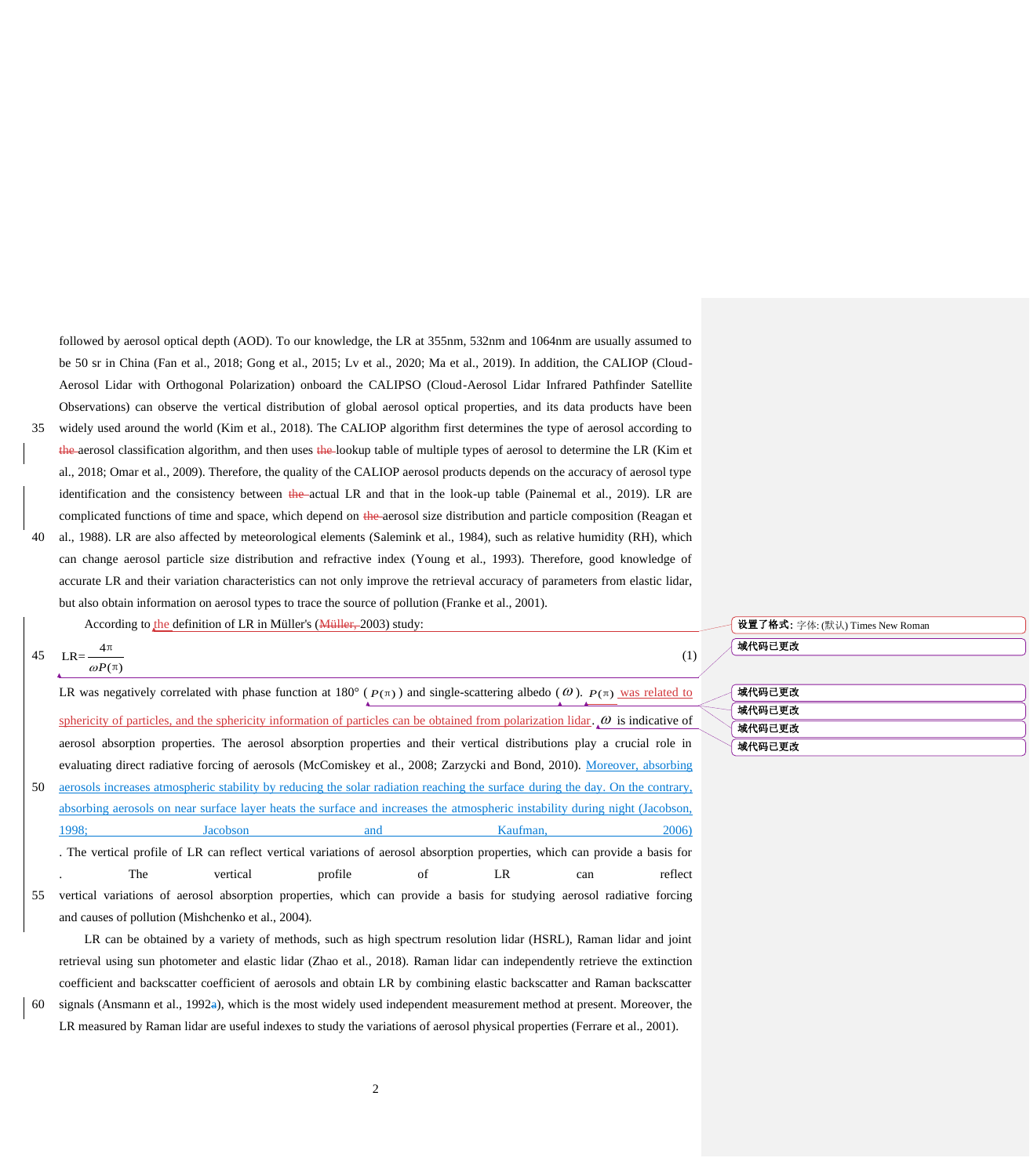followed by aerosol optical depth (AOD). To our knowledge, the LR at 355nm, 532nm and 1064nm are usually assumed to be 50 sr in China (Fan et al., 2018; Gong et al., 2015; Lv et al., 2020; Ma et al., 2019). In addition, the CALIOP (Cloud-Aerosol Lidar with Orthogonal Polarization) onboard the CALIPSO (Cloud-Aerosol Lidar Infrared Pathfinder Satellite Observations) can observe the vertical distribution of global aerosol optical properties, and its data products have been widely used around the world (Kim et al., 2018). The CALIOP algorithm first determines the type of aerosol according to the aerosol classification algorithm, and then uses the lookup table of multiple types of aerosol to determine the LR (Kim et al., 2018; Omar et al., 2009). Therefore, the quality of the CALIOP aerosol products depends on the accuracy of aerosol type identification and the consistency between the actual LR and that in the look-up table (Painemal et al., 2019). LR are complicated functions of time and space, which depend on the aerosol size distribution and particle composition (Reagan et al., 1988). LR are also affected by meteorological elements (Salemink et al., 1984), such as relative humidity (RH), which can change aerosol particle size distribution and refractive index (Young et al., 1993). Therefore, good knowledge of accurate LR and their variation characteristics can not only improve the retrieval accuracy of parameters from elastic lidar, but also obtain information on aerosol types to trace the source of pollution (Franke et al., 2001).

According to the definition of LR in Müller's (Müller, 2003) study:

$$\mathrm{LR}=\frac{4\pi}{\omega P(\pi)} \tag{1}$$

LR was negatively correlated with phase function at 180° ( $P(\pi)$ ) and single-scattering albedo ( $\omega$ ). $P(\pi)$ was related to sphericity of particles, and the sphericity information of particles can be obtained from polarization lidar. $\omega$ is indicative of aerosol absorption properties. The aerosol absorption properties and their vertical distributions play a crucial role in evaluating direct radiative forcing of aerosols (McComiskey et al., 2008; Zarzycki and Bond, 2010). Moreover, absorbing aerosols increases atmospheric stability by reducing the solar radiation reaching the surface during the day. On the contrary, absorbing aerosols on near surface layer heats the surface and increases the atmospheric instability during night (Jacobson, 1998; Jacobson and Kaufman, 2006). The vertical profile of LR can reflect vertical variations of aerosol absorption properties, which can provide a basis for . The vertical profile of LR can reflect vertical variations of aerosol absorption properties, which can provide a basis for studying aerosol radiative forcing and causes of pollution (Mishchenko et al., 2004).

LR can be obtained by a variety of methods, such as high spectrum resolution lidar (HSRL), Raman lidar and joint retrieval using sun photometer and elastic lidar (Zhao et al., 2018). Raman lidar can independently retrieve the extinction coefficient and backscatter coefficient of aerosols and obtain LR by combining elastic backscatter and Raman backscatter signals (Ansmann et al., 1992a), which is the most widely used independent measurement method at present. Moreover, the LR measured by Raman lidar are useful indexes to study the variations of aerosol physical properties (Ferrare et al., 2001).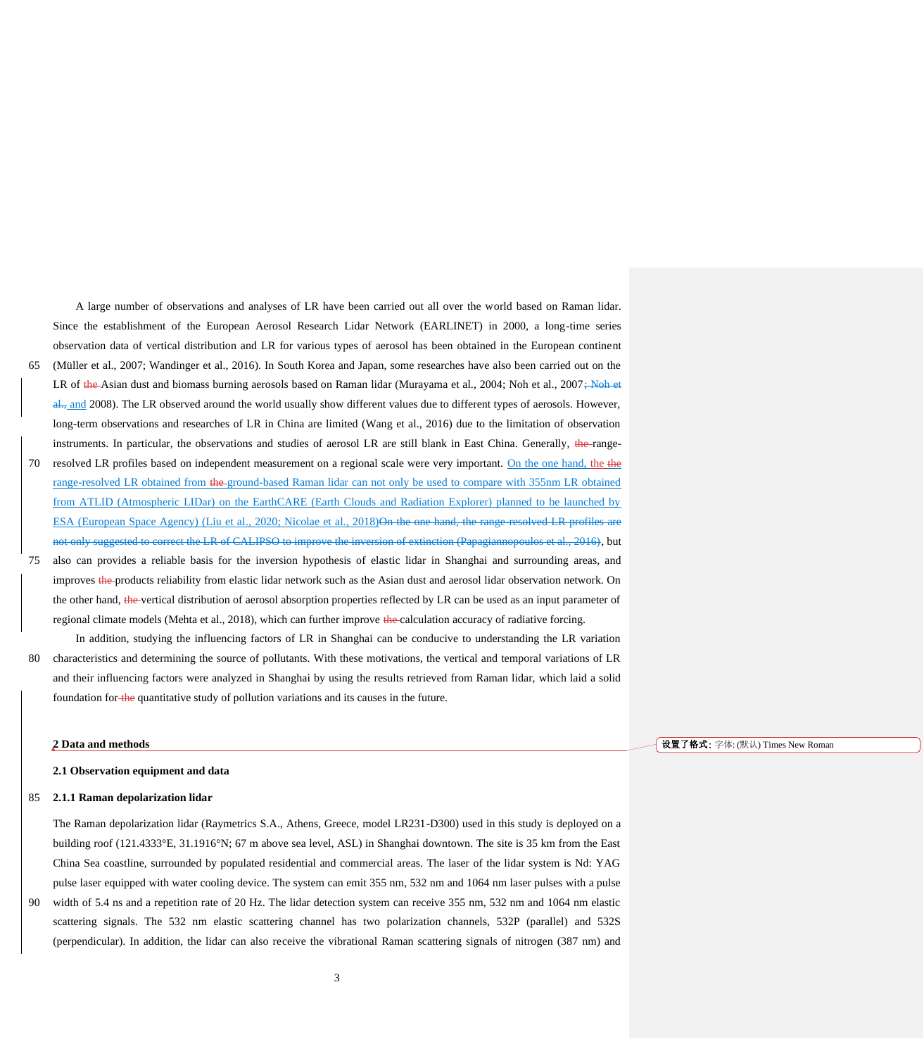A large number of observations and analyses of LR have been carried out all over the world based on Raman lidar. Since the establishment of the European Aerosol Research Lidar Network (EARLINET) in 2000, a long-time series observation data of vertical distribution and LR for various types of aerosol has been obtained in the European continent (Müller et al., 2007; Wandinger et al., 2016). In South Korea and Japan, some researches have also been carried out on the LR of ~~the~~ Asian dust and biomass burning aerosols based on Raman lidar (Murayama et al., 2004; Noh et al., 2007~~; Noh et al.,~~ and 2008). The LR observed around the world usually show different values due to different types of aerosols. However, long-term observations and researches of LR in China are limited (Wang et al., 2016) due to the limitation of observation instruments. In particular, the observations and studies of aerosol LR are still blank in East China. Generally, ~~the~~ range-resolved LR profiles based on independent measurement on a regional scale were very important. On the one hand, the ~~the~~ range-resolved LR obtained from ~~the~~ ground-based Raman lidar can not only be used to compare with 355nm LR obtained from ATLID (Atmospheric LIDar) on the EarthCARE (Earth Clouds and Radiation Explorer) planned to be launched by ESA (European Space Agency) (Liu et al., 2020; Nicolae et al., 2018)~~On the one hand, the range-resolved LR profiles are not only suggested to correct the LR of CALIPSO to improve the inversion of extinction (Papagiannopoulos et al., 2016)~~, but also can provides a reliable basis for the inversion hypothesis of elastic lidar in Shanghai and surrounding areas, and improves ~~the~~ products reliability from elastic lidar network such as the Asian dust and aerosol lidar observation network. On the other hand, ~~the~~ vertical distribution of aerosol absorption properties reflected by LR can be used as an input parameter of regional climate models (Mehta et al., 2018), which can further improve ~~the~~ calculation accuracy of radiative forcing.

In addition, studying the influencing factors of LR in Shanghai can be conducive to understanding the LR variation characteristics and determining the source of pollutants. With these motivations, the vertical and temporal variations of LR and their influencing factors were analyzed in Shanghai by using the results retrieved from Raman lidar, which laid a solid foundation for ~~the~~ quantitative study of pollution variations and its causes in the future.

## 2 Data and methods

### 2.1 Observation equipment and data

#### 2.1.1 Raman depolarization lidar

The Raman depolarization lidar (Raymetrics S.A., Athens, Greece, model LR231-D300) used in this study is deployed on a building roof (121.4333°E, 31.1916°N; 67 m above sea level, ASL) in Shanghai downtown. The site is 35 km from the East China Sea coastline, surrounded by populated residential and commercial areas. The laser of the lidar system is Nd: YAG pulse laser equipped with water cooling device. The system can emit 355 nm, 532 nm and 1064 nm laser pulses with a pulse width of 5.4 ns and a repetition rate of 20 Hz. The lidar detection system can receive 355 nm, 532 nm and 1064 nm elastic scattering signals. The 532 nm elastic scattering channel has two polarization channels, 532P (parallel) and 532S (perpendicular). In addition, the lidar can also receive the vibrational Raman scattering signals of nitrogen (387 nm) and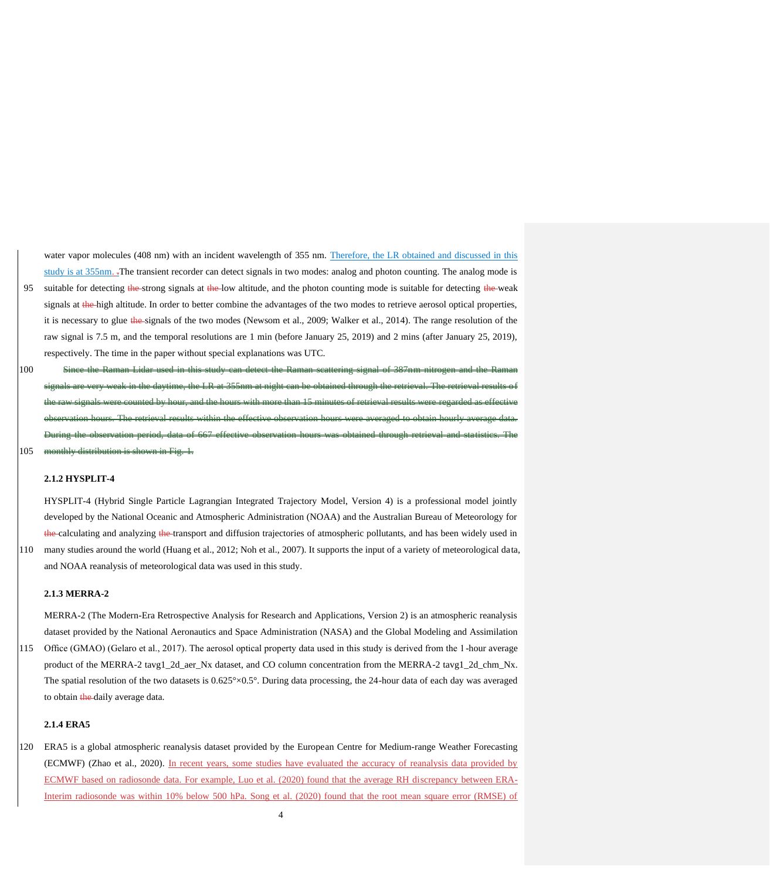water vapor molecules (408 nm) with an incident wavelength of 355 nm. Therefore, the LR obtained and discussed in this study is at 355nm. The transient recorder can detect signals in two modes: analog and photon counting. The analog mode is suitable for detecting strong signals at low altitude, and the photon counting mode is suitable for detecting weak signals at high altitude. In order to better combine the advantages of the two modes to retrieve aerosol optical properties, it is necessary to glue signals of the two modes (Newsom et al., 2009; Walker et al., 2014). The range resolution of the raw signal is 7.5 m, and the temporal resolutions are 1 min (before January 25, 2019) and 2 mins (after January 25, 2019), respectively. The time in the paper without special explanations was UTC.

### 2.1.2 HYSPLIT-4

HYSPLIT-4 (Hybrid Single Particle Lagrangian Integrated Trajectory Model, Version 4) is a professional model jointly developed by the National Oceanic and Atmospheric Administration (NOAA) and the Australian Bureau of Meteorology for calculating and analyzing transport and diffusion trajectories of atmospheric pollutants, and has been widely used in many studies around the world (Huang et al., 2012; Noh et al., 2007). It supports the input of a variety of meteorological data, and NOAA reanalysis of meteorological data was used in this study.

### 2.1.3 MERRA-2

MERRA-2 (The Modern-Era Retrospective Analysis for Research and Applications, Version 2) is an atmospheric reanalysis dataset provided by the National Aeronautics and Space Administration (NASA) and the Global Modeling and Assimilation Office (GMAO) (Gelaro et al., 2017). The aerosol optical property data used in this study is derived from the 1-hour average product of the MERRA-2 tavg1_2d_aer_Nx dataset, and CO column concentration from the MERRA-2 tavg1_2d_chm_Nx. The spatial resolution of the two datasets is 0.625°×0.5°. During data processing, the 24-hour data of each day was averaged to obtain daily average data.

### 2.1.4 ERA5

ERA5 is a global atmospheric reanalysis dataset provided by the European Centre for Medium-range Weather Forecasting (ECMWF) (Zhao et al., 2020). In recent years, some studies have evaluated the accuracy of reanalysis data provided by ECMWF based on radiosonde data. For example, Luo et al. (2020) found that the average RH discrepancy between ERA-Interim radiosonde was within 10% below 500 hPa. Song et al. (2020) found that the root mean square error (RMSE) of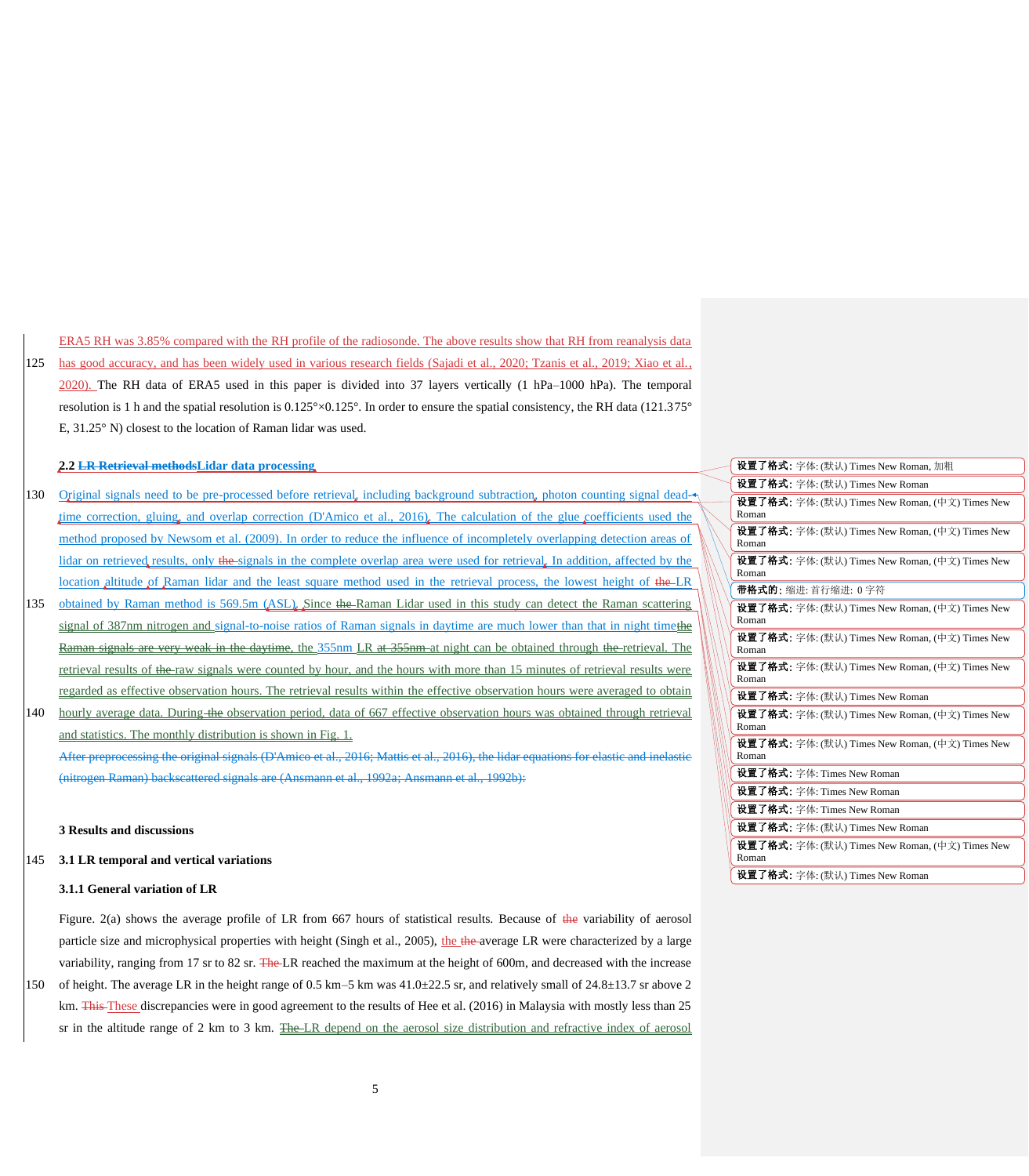ERA5 RH was 3.85% compared with the RH profile of the radiosonde. The above results show that RH from reanalysis data has good accuracy, and has been widely used in various research fields (Sajadi et al., 2020; Tzanis et al., 2019; Xiao et al., 2020). The RH data of ERA5 used in this paper is divided into 37 layers vertically (1 hPa–1000 hPa). The temporal resolution is 1 h and the spatial resolution is 0.125°×0.125°. In order to ensure the spatial consistency, the RH data (121.375° E, 31.25° N) closest to the location of Raman lidar was used.

## 2.2 Lidar data processing

Original signals need to be pre-processed before retrieval, including background subtraction, photon counting signal dead-time correction, gluing, and overlap correction (D'Amico et al., 2016). The calculation of the glue coefficients used the method proposed by Newsom et al. (2009). In order to reduce the influence of incompletely overlapping detection areas of lidar on retrieved results, only signals in the complete overlap area were used for retrieval. In addition, affected by the location altitude of Raman lidar and the least square method used in the retrieval process, the lowest height of LR obtained by Raman method is 569.5m (ASL). Since Raman Lidar used in this study can detect the Raman scattering signal of 387nm nitrogen and signal-to-noise ratios of Raman signals in daytime are much lower than that in night time, the 355nm LR at night can be obtained through retrieval. The retrieval results of raw signals were counted by hour, and the hours with more than 15 minutes of retrieval results were regarded as effective observation hours. The retrieval results within the effective observation hours were averaged to obtain hourly average data. During observation period, data of 667 effective observation hours was obtained through retrieval and statistics. The monthly distribution is shown in Fig. 1.

## 3 Results and discussions

### 3.1 LR temporal and vertical variations

#### 3.1.1 General variation of LR

Figure. 2(a) shows the average profile of LR from 667 hours of statistical results. Because of variability of aerosol particle size and microphysical properties with height (Singh et al., 2005), the average LR were characterized by a large variability, ranging from 17 sr to 82 sr. LR reached the maximum at the height of 600m, and decreased with the increase of height. The average LR in the height range of 0.5 km–5 km was 41.0±22.5 sr, and relatively small of 24.8±13.7 sr above 2 km. These discrepancies were in good agreement to the results of Hee et al. (2016) in Malaysia with mostly less than 25 sr in the altitude range of 2 km to 3 km. LR depend on the aerosol size distribution and refractive index of aerosol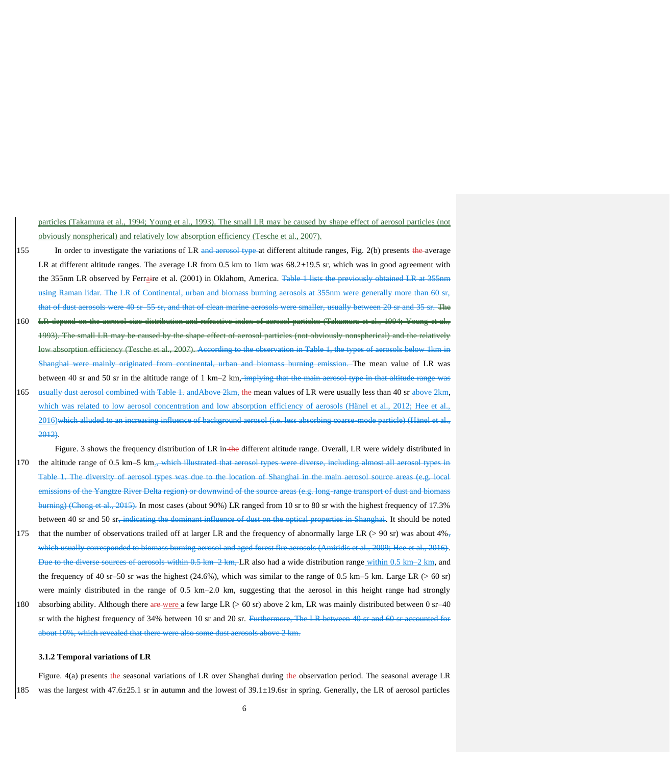particles (Takamura et al., 1994; Young et al., 1993). The small LR may be caused by shape effect of aerosol particles (not obviously nonspherical) and relatively low absorption efficiency (Tesche et al., 2007).

In order to investigate the variations of LR ~~and aerosol type~~ at different altitude ranges, Fig. 2(b) presents ~~the~~ average LR at different altitude ranges. The average LR from 0.5 km to 1km was 68.2±19.5 sr, which was in good agreement with the 355nm LR observed by Ferraire et al. (2001) in Oklahom, America. ~~Table 1 lists the previously obtained LR at 355nm using Raman lidar. The LR of Continental, urban and biomass burning aerosols at 355nm were generally more than 60 sr, that of dust aerosols were 40 sr–55 sr, and that of clean marine aerosols were smaller, usually between 20 sr and 35 sr. The LR depend on the aerosol size distribution and refractive index of aerosol particles (Takamura et al., 1994; Young et al., 1993). The small LR may be caused by the shape effect of aerosol particles (not obviously nonspherical) and the relatively low absorption efficiency (Tesche et al., 2007). According to the observation in Table 1, the types of aerosols below 1km in Shanghai were mainly originated from continental, urban and biomass burning emission.~~ The mean value of LR was between 40 sr and 50 sr in the altitude range of 1 km–2 km, ~~implying that the main aerosol type in that altitude range was usually dust aerosol combined with Table 1.~~ and ~~Above 2km,~~ ~~the~~ mean values of LR were usually less than 40 sr above 2km, which was related to low aerosol concentration and low absorption efficiency of aerosols (Hänel et al., 2012; Hee et al., 2016) ~~which alluded to an increasing influence of background aerosol (i.e. less absorbing coarse-mode particle) (Hänel et al., 2012)~~.

Figure. 3 shows the frequency distribution of LR in ~~the~~ different altitude range. Overall, LR were widely distributed in the altitude range of 0.5 km–5 km. ~~, which illustrated that aerosol types were diverse, including almost all aerosol types in Table 1. The diversity of aerosol types was due to the location of Shanghai in the main aerosol source areas (e.g. local emissions of the Yangtze River Delta region) or downwind of the source areas (e.g. long-range transport of dust and biomass burning) (Cheng et al., 2015).~~ In most cases (about 90%) LR ranged from 10 sr to 80 sr with the highest frequency of 17.3% between 40 sr and 50 sr~~, indicating the dominant influence of dust on the optical properties in Shanghai~~. It should be noted that the number of observations trailed off at larger LR and the frequency of abnormally large LR (> 90 sr) was about 4%~~, which usually corresponded to biomass burning aerosol and aged forest fire aerosols (Amiridis et al., 2009; Hee et al., 2016)~~. ~~Due to the diverse sources of aerosols within 0.5 km–2 km,~~ LR also had a wide distribution range within 0.5 km–2 km, and the frequency of 40 sr–50 sr was the highest (24.6%), which was similar to the range of 0.5 km–5 km. Large LR (> 60 sr) were mainly distributed in the range of 0.5 km–2.0 km, suggesting that the aerosol in this height range had strongly absorbing ability. Although there ~~are~~ were a few large LR (> 60 sr) above 2 km, LR was mainly distributed between 0 sr–40 sr with the highest frequency of 34% between 10 sr and 20 sr. ~~Furthermore, The LR between 40 sr and 60 sr accounted for about 10%, which revealed that there were also some dust aerosols above 2 km.~~

### 3.1.2 Temporal variations of LR

Figure. 4(a) presents ~~the~~ seasonal variations of LR over Shanghai during ~~the~~ observation period. The seasonal average LR was the largest with 47.6±25.1 sr in autumn and the lowest of 39.1±19.6sr in spring. Generally, the LR of aerosol particles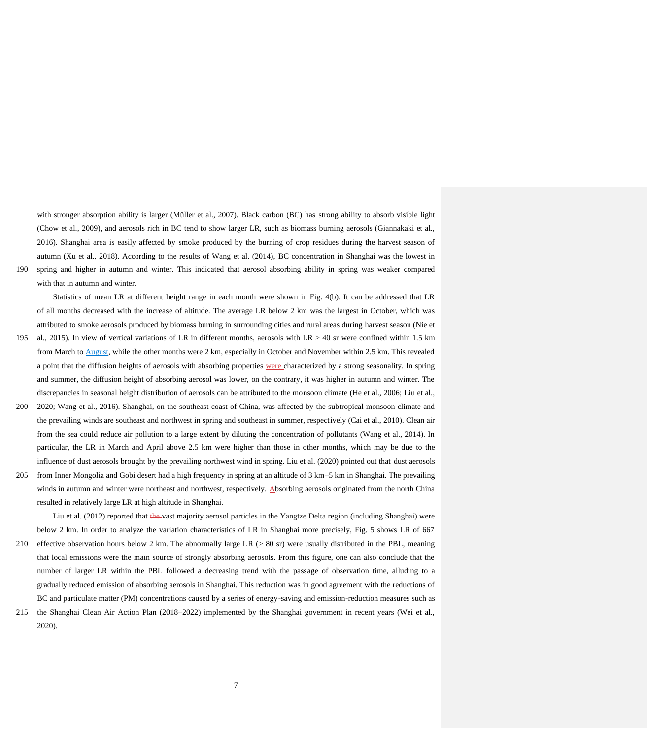with stronger absorption ability is larger (Müller et al., 2007). Black carbon (BC) has strong ability to absorb visible light (Chow et al., 2009), and aerosols rich in BC tend to show larger LR, such as biomass burning aerosols (Giannakaki et al., 2016). Shanghai area is easily affected by smoke produced by the burning of crop residues during the harvest season of autumn (Xu et al., 2018). According to the results of Wang et al. (2014), BC concentration in Shanghai was the lowest in spring and higher in autumn and winter. This indicated that aerosol absorbing ability in spring was weaker compared with that in autumn and winter.

Statistics of mean LR at different height range in each month were shown in Fig. 4(b). It can be addressed that LR of all months decreased with the increase of altitude. The average LR below 2 km was the largest in October, which was attributed to smoke aerosols produced by biomass burning in surrounding cities and rural areas during harvest season (Nie et al., 2015). In view of vertical variations of LR in different months, aerosols with LR > 40 sr were confined within 1.5 km from March to August, while the other months were 2 km, especially in October and November within 2.5 km. This revealed a point that the diffusion heights of aerosols with absorbing properties were characterized by a strong seasonality. In spring and summer, the diffusion height of absorbing aerosol was lower, on the contrary, it was higher in autumn and winter. The discrepancies in seasonal height distribution of aerosols can be attributed to the monsoon climate (He et al., 2006; Liu et al., 2020; Wang et al., 2016). Shanghai, on the southeast coast of China, was affected by the subtropical monsoon climate and the prevailing winds are southeast and northwest in spring and southeast in summer, respectively (Cai et al., 2010). Clean air from the sea could reduce air pollution to a large extent by diluting the concentration of pollutants (Wang et al., 2014). In particular, the LR in March and April above 2.5 km were higher than those in other months, which may be due to the influence of dust aerosols brought by the prevailing northwest wind in spring. Liu et al. (2020) pointed out that dust aerosols from Inner Mongolia and Gobi desert had a high frequency in spring at an altitude of 3 km–5 km in Shanghai. The prevailing winds in autumn and winter were northeast and northwest, respectively. Absorbing aerosols originated from the north China resulted in relatively large LR at high altitude in Shanghai.

Liu et al. (2012) reported that vast majority aerosol particles in the Yangtze Delta region (including Shanghai) were below 2 km. In order to analyze the variation characteristics of LR in Shanghai more precisely, Fig. 5 shows LR of 667 effective observation hours below 2 km. The abnormally large LR (> 80 sr) were usually distributed in the PBL, meaning that local emissions were the main source of strongly absorbing aerosols. From this figure, one can also conclude that the number of larger LR within the PBL followed a decreasing trend with the passage of observation time, alluding to a gradually reduced emission of absorbing aerosols in Shanghai. This reduction was in good agreement with the reductions of BC and particulate matter (PM) concentrations caused by a series of energy-saving and emission-reduction measures such as the Shanghai Clean Air Action Plan (2018–2022) implemented by the Shanghai government in recent years (Wei et al., 2020).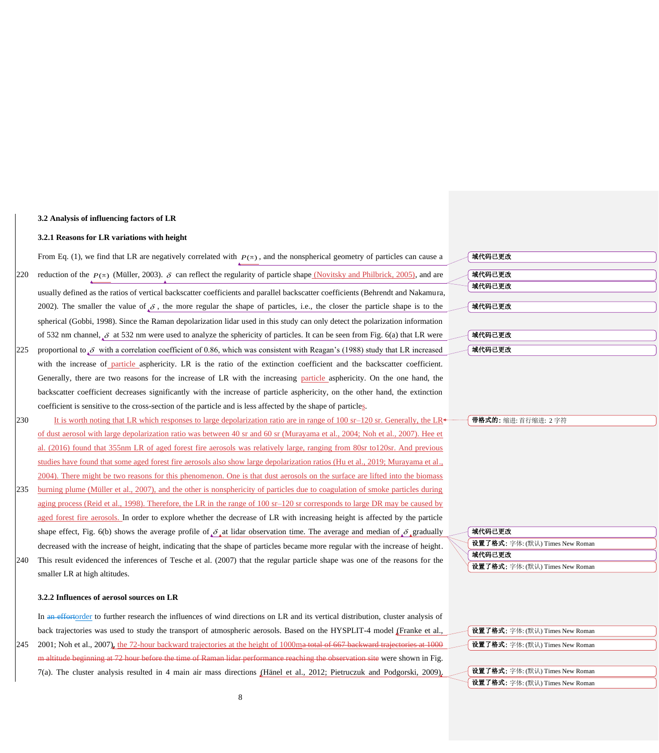### 3.2 Analysis of influencing factors of LR

#### 3.2.1 Reasons for LR variations with height

From Eq. (1), we find that LR are negatively correlated with $P(\pi)$, and the nonspherical geometry of particles can cause a reduction of the $P(\pi)$ (Müller, 2003). $\delta$ can reflect the regularity of particle shape (Novitsky and Philbrick, 2005), and are usually defined as the ratios of vertical backscatter coefficients and parallel backscatter coefficients (Behrendt and Nakamura, 2002). The smaller the value of $\delta$, the more regular the shape of particles, i.e., the closer the particle shape is to the spherical (Gobbi, 1998). Since the Raman depolarization lidar used in this study can only detect the polarization information of 532 nm channel, $\delta$ at 532 nm were used to analyze the sphericity of particles. It can be seen from Fig. 6(a) that LR were proportional to $\delta$ with a correlation coefficient of 0.86, which was consistent with Reagan's (1988) study that LR increased with the increase of particle asphericity. LR is the ratio of the extinction coefficient and the backscatter coefficient. Generally, there are two reasons for the increase of LR with the increasing particle asphericity. On the one hand, the backscatter coefficient decreases significantly with the increase of particle asphericity, on the other hand, the extinction coefficient is sensitive to the cross-section of the particle and is less affected by the shape of particles.

It is worth noting that LR which responses to large depolarization ratio are in range of 100 sr–120 sr. Generally, the LR of dust aerosol with large depolarization ratio was between 40 sr and 60 sr (Murayama et al., 2004; Noh et al., 2007). Hee et al. (2016) found that 355nm LR of aged forest fire aerosols was relatively large, ranging from 80sr to120sr. And previous studies have found that some aged forest fire aerosols also show large depolarization ratios (Hu et al., 2019; Murayama et al., 2004). There might be two reasons for this phenomenon. One is that dust aerosols on the surface are lifted into the biomass burning plume (Müller et al., 2007), and the other is nonsphericity of particles due to coagulation of smoke particles during aging process (Reid et al., 1998). Therefore, the LR in the range of 100 sr–120 sr corresponds to large DR may be caused by aged forest fire aerosols. In order to explore whether the decrease of LR with increasing height is affected by the particle shape effect, Fig. 6(b) shows the average profile of $\delta$ at lidar observation time. The average and median of $\delta$ gradually decreased with the increase of height, indicating that the shape of particles became more regular with the increase of height. This result evidenced the inferences of Tesche et al. (2007) that the regular particle shape was one of the reasons for the smaller LR at high altitudes.

#### 3.2.2 Influences of aerosol sources on LR

In ~~an effort~~order to further research the influences of wind directions on LR and its vertical distribution, cluster analysis of back trajectories was used to study the transport of atmospheric aerosols. Based on the HYSPLIT-4 model (Franke et al., 2001; Noh et al., 2007), the 72-hour backward trajectories at the height of 1000m~~a total of 667 backward trajectories at 1000 m altitude beginning at 72 hour before the time of Raman lidar performance reaching the observation site~~ were shown in Fig. 7(a). The cluster analysis resulted in 4 main air mass directions (Hänel et al., 2012; Pietruczuk and Podgorski, 2009).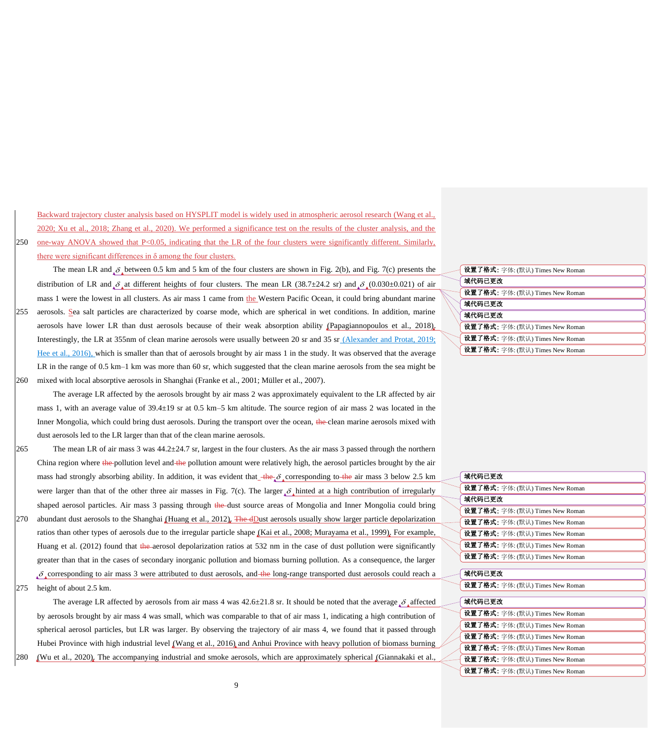Backward trajectory cluster analysis based on HYSPLIT model is widely used in atmospheric aerosol research (Wang et al., 2020; Xu et al., 2018; Zhang et al., 2020). We performed a significance test on the results of the cluster analysis, and the one-way ANOVA showed that $P<0.05$, indicating that the LR of the four clusters were significantly different. Similarly, there were significant differences in δ among the four clusters.

The mean LR and $\delta$ between 0.5 km and 5 km of the four clusters are shown in Fig. 2(b), and Fig. 7(c) presents the distribution of LR and $\delta$ at different heights of four clusters. The mean LR (38.7±24.2 sr) and $\delta$ (0.030±0.021) of air mass 1 were the lowest in all clusters. As air mass 1 came from the Western Pacific Ocean, it could bring abundant marine aerosols. Sea salt particles are characterized by coarse mode, which are spherical in wet conditions. In addition, marine aerosols have lower LR than dust aerosols because of their weak absorption ability (Papagiannopoulos et al., 2018). Interestingly, the LR at 355nm of clean marine aerosols were usually between 20 sr and 35 sr (Alexander and Protat, 2019; Hee et al., 2016), which is smaller than that of aerosols brought by air mass 1 in the study. It was observed that the average LR in the range of 0.5 km–1 km was more than 60 sr, which suggested that the clean marine aerosols from the sea might be mixed with local absorptive aerosols in Shanghai (Franke et al., 2001; Müller et al., 2007).

The average LR affected by the aerosols brought by air mass 2 was approximately equivalent to the LR affected by air mass 1, with an average value of 39.4±19 sr at 0.5 km–5 km altitude. The source region of air mass 2 was located in the Inner Mongolia, which could bring dust aerosols. During the transport over the ocean, clean marine aerosols mixed with dust aerosols led to the LR larger than that of the clean marine aerosols.

The mean LR of air mass 3 was 44.2±24.7 sr, largest in the four clusters. As the air mass 3 passed through the northern China region where pollution level and pollution amount were relatively high, the aerosol particles brought by the air mass had strongly absorbing ability. In addition, it was evident that $\delta$ corresponding to air mass 3 below 2.5 km were larger than that of the other three air masses in Fig. 7(c). The larger $\delta$ hinted at a high contribution of irregularly shaped aerosol particles. Air mass 3 passing through dust source areas of Mongolia and Inner Mongolia could bring abundant dust aerosols to the Shanghai (Huang et al., 2012). Dust aerosols usually show larger particle depolarization ratios than other types of aerosols due to the irregular particle shape (Kai et al., 2008; Murayama et al., 1999). For example, Huang et al. (2012) found that aerosol depolarization ratios at 532 nm in the case of dust pollution were significantly greater than that in the cases of secondary inorganic pollution and biomass burning pollution. As a consequence, the larger $\delta$ corresponding to air mass 3 were attributed to dust aerosols, and long-range transported dust aerosols could reach a height of about 2.5 km.

The average LR affected by aerosols from air mass 4 was 42.6±21.8 sr. It should be noted that the average $\delta$ affected by aerosols brought by air mass 4 was small, which was comparable to that of air mass 1, indicating a high contribution of spherical aerosol particles, but LR was larger. By observing the trajectory of air mass 4, we found that it passed through Hubei Province with high industrial level (Wang et al., 2016) and Anhui Province with heavy pollution of biomass burning (Wu et al., 2020). The accompanying industrial and smoke aerosols, which are approximately spherical (Giannakaki et al.,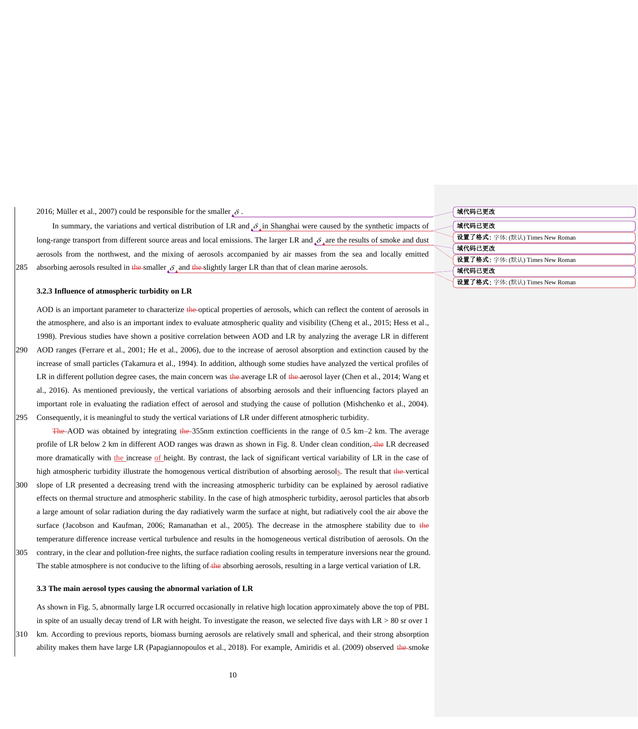2016; Müller et al., 2007) could be responsible for the smaller $\delta$.

In summary, the variations and vertical distribution of LR and $\delta$ in Shanghai were caused by the synthetic impacts of long-range transport from different source areas and local emissions. The larger LR and $\delta$ are the results of smoke and dust aerosols from the northwest, and the mixing of aerosols accompanied by air masses from the sea and locally emitted absorbing aerosols resulted in the smaller $\delta$ and the slightly larger LR than that of clean marine aerosols.

### 3.2.3 Influence of atmospheric turbidity on LR

AOD is an important parameter to characterize the optical properties of aerosols, which can reflect the content of aerosols in the atmosphere, and also is an important index to evaluate atmospheric quality and visibility (Cheng et al., 2015; Hess et al., 1998). Previous studies have shown a positive correlation between AOD and LR by analyzing the average LR in different AOD ranges (Ferrare et al., 2001; He et al., 2006), due to the increase of aerosol absorption and extinction caused by the increase of small particles (Takamura et al., 1994). In addition, although some studies have analyzed the vertical profiles of LR in different pollution degree cases, the main concern was the average LR of the aerosol layer (Chen et al., 2014; Wang et al., 2016). As mentioned previously, the vertical variations of absorbing aerosols and their influencing factors played an important role in evaluating the radiation effect of aerosol and studying the cause of pollution (Mishchenko et al., 2004). Consequently, it is meaningful to study the vertical variations of LR under different atmospheric turbidity.

The AOD was obtained by integrating the 355nm extinction coefficients in the range of 0.5 km–2 km. The average profile of LR below 2 km in different AOD ranges was drawn as shown in Fig. 8. Under clean condition, the LR decreased more dramatically with the increase of height. By contrast, the lack of significant vertical variability of LR in the case of high atmospheric turbidity illustrate the homogenous vertical distribution of absorbing aerosols. The result that the vertical slope of LR presented a decreasing trend with the increasing atmospheric turbidity can be explained by aerosol radiative effects on thermal structure and atmospheric stability. In the case of high atmospheric turbidity, aerosol particles that absorb a large amount of solar radiation during the day radiatively warm the surface at night, but radiatively cool the air above the surface (Jacobson and Kaufman, 2006; Ramanathan et al., 2005). The decrease in the atmosphere stability due to the temperature difference increase vertical turbulence and results in the homogeneous vertical distribution of aerosols. On the contrary, in the clear and pollution-free nights, the surface radiation cooling results in temperature inversions near the ground. The stable atmosphere is not conducive to the lifting of the absorbing aerosols, resulting in a large vertical variation of LR.

### 3.3 The main aerosol types causing the abnormal variation of LR

As shown in Fig. 5, abnormally large LR occurred occasionally in relative high location approximately above the top of PBL in spite of an usually decay trend of LR with height. To investigate the reason, we selected five days with LR > 80 sr over 1 km. According to previous reports, biomass burning aerosols are relatively small and spherical, and their strong absorption ability makes them have large LR (Papagiannopoulos et al., 2018). For example, Amiridis et al. (2009) observed the smoke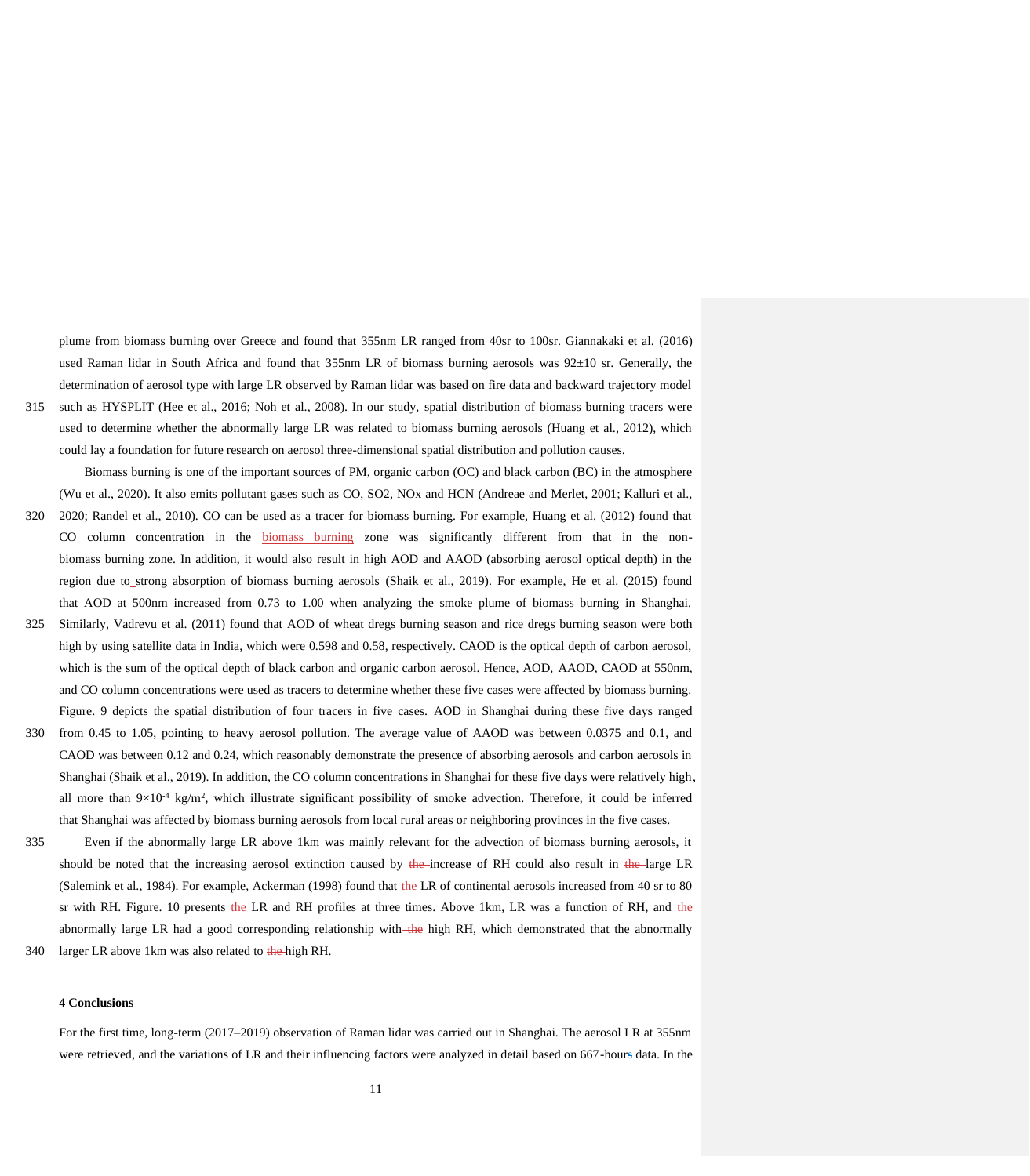plume from biomass burning over Greece and found that 355nm LR ranged from 40sr to 100sr. Giannakaki et al. (2016) used Raman lidar in South Africa and found that 355nm LR of biomass burning aerosols was 92±10 sr. Generally, the determination of aerosol type with large LR observed by Raman lidar was based on fire data and backward trajectory model such as HYSPLIT (Hee et al., 2016; Noh et al., 2008). In our study, spatial distribution of biomass burning tracers were used to determine whether the abnormally large LR was related to biomass burning aerosols (Huang et al., 2012), which could lay a foundation for future research on aerosol three-dimensional spatial distribution and pollution causes.

Biomass burning is one of the important sources of PM, organic carbon (OC) and black carbon (BC) in the atmosphere (Wu et al., 2020). It also emits pollutant gases such as CO, SO2, NOx and HCN (Andreae and Merlet, 2001; Kalluri et al., 2020; Randel et al., 2010). CO can be used as a tracer for biomass burning. For example, Huang et al. (2012) found that CO column concentration in the biomass burning zone was significantly different from that in the non-biomass burning zone. In addition, it would also result in high AOD and AAOD (absorbing aerosol optical depth) in the region due to strong absorption of biomass burning aerosols (Shaik et al., 2019). For example, He et al. (2015) found that AOD at 500nm increased from 0.73 to 1.00 when analyzing the smoke plume of biomass burning in Shanghai. Similarly, Vadrevu et al. (2011) found that AOD of wheat dregs burning season and rice dregs burning season were both high by using satellite data in India, which were 0.598 and 0.58, respectively. CAOD is the optical depth of carbon aerosol, which is the sum of the optical depth of black carbon and organic carbon aerosol. Hence, AOD, AAOD, CAOD at 550nm, and CO column concentrations were used as tracers to determine whether these five cases were affected by biomass burning. Figure. 9 depicts the spatial distribution of four tracers in five cases. AOD in Shanghai during these five days ranged from 0.45 to 1.05, pointing to heavy aerosol pollution. The average value of AAOD was between 0.0375 and 0.1, and CAOD was between 0.12 and 0.24, which reasonably demonstrate the presence of absorbing aerosols and carbon aerosols in Shanghai (Shaik et al., 2019). In addition, the CO column concentrations in Shanghai for these five days were relatively high, all more than $9\times10^{-4}$ kg/m$^2$, which illustrate significant possibility of smoke advection. Therefore, it could be inferred that Shanghai was affected by biomass burning aerosols from local rural areas or neighboring provinces in the five cases.

Even if the abnormally large LR above 1km was mainly relevant for the advection of biomass burning aerosols, it should be noted that the increasing aerosol extinction caused by increase of RH could also result in large LR (Salemink et al., 1984). For example, Ackerman (1998) found that LR of continental aerosols increased from 40 sr to 80 sr with RH. Figure. 10 presents LR and RH profiles at three times. Above 1km, LR was a function of RH, and abnormally large LR had a good corresponding relationship with high RH, which demonstrated that the abnormally larger LR above 1km was also related to high RH.

## 4 Conclusions

For the first time, long-term (2017–2019) observation of Raman lidar was carried out in Shanghai. The aerosol LR at 355nm were retrieved, and the variations of LR and their influencing factors were analyzed in detail based on 667-hour data. In the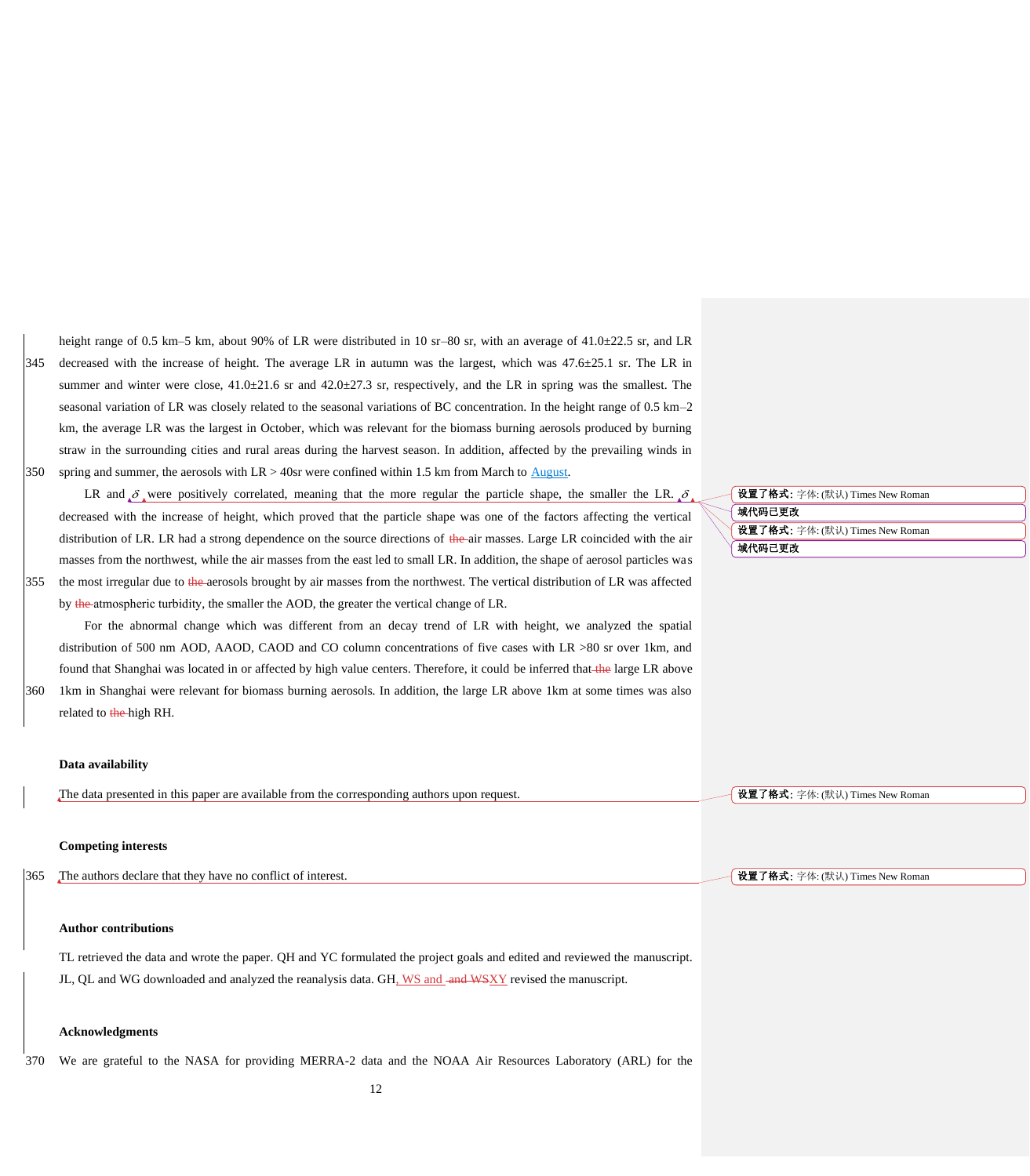height range of 0.5 km–5 km, about 90% of LR were distributed in 10 sr–80 sr, with an average of 41.0±22.5 sr, and LR decreased with the increase of height. The average LR in autumn was the largest, which was 47.6±25.1 sr. The LR in summer and winter were close, 41.0±21.6 sr and 42.0±27.3 sr, respectively, and the LR in spring was the smallest. The seasonal variation of LR was closely related to the seasonal variations of BC concentration. In the height range of 0.5 km–2 km, the average LR was the largest in October, which was relevant for the biomass burning aerosols produced by burning straw in the surrounding cities and rural areas during the harvest season. In addition, affected by the prevailing winds in spring and summer, the aerosols with LR > 40sr were confined within 1.5 km from March to August.

LR and $\delta$ were positively correlated, meaning that the more regular the particle shape, the smaller the LR. $\delta$ decreased with the increase of height, which proved that the particle shape was one of the factors affecting the vertical distribution of LR. LR had a strong dependence on the source directions of air masses. Large LR coincided with the air masses from the northwest, while the air masses from the east led to small LR. In addition, the shape of aerosol particles was the most irregular due to aerosols brought by air masses from the northwest. The vertical distribution of LR was affected by atmospheric turbidity, the smaller the AOD, the greater the vertical change of LR.

For the abnormal change which was different from an decay trend of LR with height, we analyzed the spatial distribution of 500 nm AOD, AAOD, CAOD and CO column concentrations of five cases with LR >80 sr over 1km, and found that Shanghai was located in or affected by high value centers. Therefore, it could be inferred that large LR above 1km in Shanghai were relevant for biomass burning aerosols. In addition, the large LR above 1km at some times was also related to high RH.

## Data availability

The data presented in this paper are available from the corresponding authors upon request.

## Competing interests

The authors declare that they have no conflict of interest.

## Author contributions

TL retrieved the data and wrote the paper. QH and YC formulated the project goals and edited and reviewed the manuscript. JL, QL and WG downloaded and analyzed the reanalysis data. GH, WS and XY revised the manuscript.

## Acknowledgments

We are grateful to the NASA for providing MERRA-2 data and the NOAA Air Resources Laboratory (ARL) for the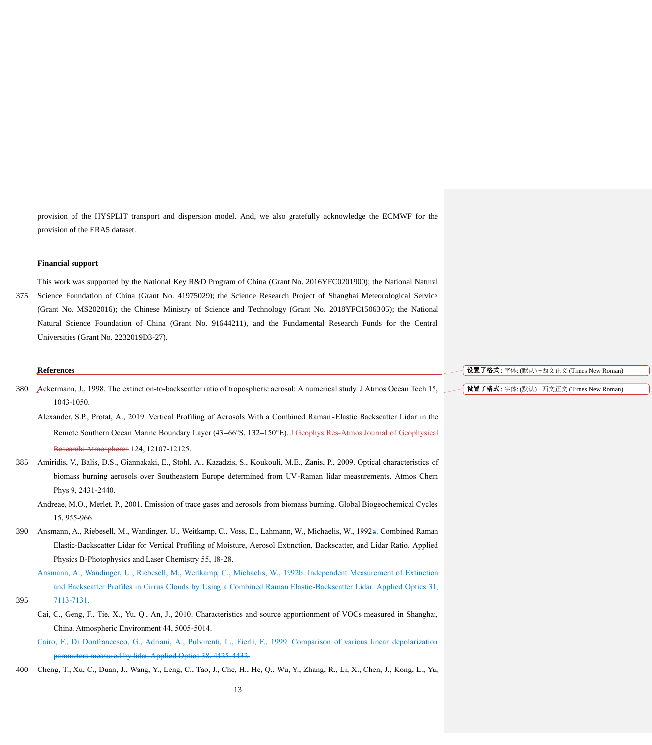provision of the HYSPLIT transport and dispersion model. And, we also gratefully acknowledge the ECMWF for the provision of the ERA5 dataset.

**Financial support**

This work was supported by the National Key R&D Program of China (Grant No. 2016YFC0201900); the National Natural Science Foundation of China (Grant No. 41975029); the Science Research Project of Shanghai Meteorological Service (Grant No. MS202016); the Chinese Ministry of Science and Technology (Grant No. 2018YFC1506305); the National Natural Science Foundation of China (Grant No. 91644211), and the Fundamental Research Funds for the Central Universities (Grant No. 2232019D3-27).

**References**

Ackermann, J., 1998. The extinction-to-backscatter ratio of tropospheric aerosol: A numerical study. J Atmos Ocean Tech 15, 1043-1050.

Alexander, S.P., Protat, A., 2019. Vertical Profiling of Aerosols With a Combined Raman-Elastic Backscatter Lidar in the Remote Southern Ocean Marine Boundary Layer (43–66°S, 132–150°E). J Geophys Res-Atmos ~~Journal of Geophysical Research: Atmospheres~~ 124, 12107-12125.

Amiridis, V., Balis, D.S., Giannakaki, E., Stohl, A., Kazadzis, S., Koukouli, M.E., Zanis, P., 2009. Optical characteristics of biomass burning aerosols over Southeastern Europe determined from UV-Raman lidar measurements. Atmos Chem Phys 9, 2431-2440.

Andreae, M.O., Merlet, P., 2001. Emission of trace gases and aerosols from biomass burning. Global Biogeochemical Cycles 15, 955-966.

Ansmann, A., Riebesell, M., Wandinger, U., Weitkamp, C., Voss, E., Lahmann, W., Michaelis, W., 1992~~a~~. Combined Raman Elastic-Backscatter Lidar for Vertical Profiling of Moisture, Aerosol Extinction, Backscatter, and Lidar Ratio. Applied Physics B-Photophysics and Laser Chemistry 55, 18-28.

~~Ansmann, A., Wandinger, U., Riebesell, M., Weitkamp, C., Michaelis, W., 1992b. Independent Measurement of Extinction and Backscatter Profiles in Cirrus Clouds by Using a Combined Raman Elastic-Backscatter Lidar. Applied Optics 31, 7113-7131.~~

Cai, C., Geng, F., Tie, X., Yu, Q., An, J., 2010. Characteristics and source apportionment of VOCs measured in Shanghai, China. Atmospheric Environment 44, 5005-5014.

~~Cairo, F., Di Donfrancesco, G., Adriani, A., Pulvirenti, L., Fierli, F., 1999. Comparison of various linear depolarization parameters measured by lidar. Applied Optics 38, 4425-4432.~~

Cheng, T., Xu, C., Duan, J., Wang, Y., Leng, C., Tao, J., Che, H., He, Q., Wu, Y., Zhang, R., Li, X., Chen, J., Kong, L., Yu,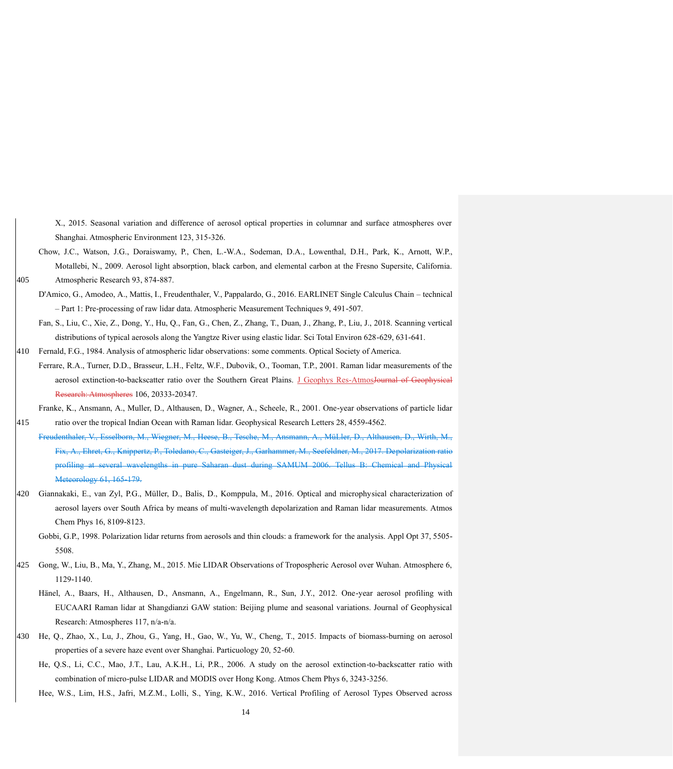X., 2015. Seasonal variation and difference of aerosol optical properties in columnar and surface atmospheres over Shanghai. Atmospheric Environment 123, 315-326.

Chow, J.C., Watson, J.G., Doraiswamy, P., Chen, L.-W.A., Sodeman, D.A., Lowenthal, D.H., Park, K., Arnott, W.P., Motallebi, N., 2009. Aerosol light absorption, black carbon, and elemental carbon at the Fresno Supersite, California. Atmospheric Research 93, 874-887.

D'Amico, G., Amodeo, A., Mattis, I., Freudenthaler, V., Pappalardo, G., 2016. EARLINET Single Calculus Chain – technical – Part 1: Pre-processing of raw lidar data. Atmospheric Measurement Techniques 9, 491-507.

Fan, S., Liu, C., Xie, Z., Dong, Y., Hu, Q., Fan, G., Chen, Z., Zhang, T., Duan, J., Zhang, P., Liu, J., 2018. Scanning vertical distributions of typical aerosols along the Yangtze River using elastic lidar. Sci Total Environ 628-629, 631-641.

Fernald, F.G., 1984. Analysis of atmospheric lidar observations: some comments. Optical Society of America.

Ferrare, R.A., Turner, D.D., Brasseur, L.H., Feltz, W.F., Dubovik, O., Tooman, T.P., 2001. Raman lidar measurements of the aerosol extinction-to-backscatter ratio over the Southern Great Plains. J Geophys Res-Atmos~~Journal of Geophysical Research: Atmospheres~~ 106, 20333-20347.

Franke, K., Ansmann, A., Muller, D., Althausen, D., Wagner, A., Scheele, R., 2001. One-year observations of particle lidar ratio over the tropical Indian Ocean with Raman lidar. Geophysical Research Letters 28, 4559-4562.

~~Freudenthaler, V., Esselborn, M., Wiegner, M., Heese, B., Tesche, M., Ansmann, A., MüLler, D., Althausen, D., Wirth, M., Fix, A., Ehret, G., Knippertz, P., Toledano, C., Gasteiger, J., Garhammer, M., Seefeldner, M., 2017. Depolarization ratio profiling at several wavelengths in pure Saharan dust during SAMUM 2006. Tellus B: Chemical and Physical Meteorology 61, 165-179.~~

Giannakaki, E., van Zyl, P.G., Müller, D., Balis, D., Komppula, M., 2016. Optical and microphysical characterization of aerosol layers over South Africa by means of multi-wavelength depolarization and Raman lidar measurements. Atmos Chem Phys 16, 8109-8123.

Gobbi, G.P., 1998. Polarization lidar returns from aerosols and thin clouds: a framework for the analysis. Appl Opt 37, 5505-5508.

Gong, W., Liu, B., Ma, Y., Zhang, M., 2015. Mie LIDAR Observations of Tropospheric Aerosol over Wuhan. Atmosphere 6, 1129-1140.

Hänel, A., Baars, H., Althausen, D., Ansmann, A., Engelmann, R., Sun, J.Y., 2012. One-year aerosol profiling with EUCAARI Raman lidar at Shangdianzi GAW station: Beijing plume and seasonal variations. Journal of Geophysical Research: Atmospheres 117, n/a-n/a.

He, Q., Zhao, X., Lu, J., Zhou, G., Yang, H., Gao, W., Yu, W., Cheng, T., 2015. Impacts of biomass-burning on aerosol properties of a severe haze event over Shanghai. Particuology 20, 52-60.

He, Q.S., Li, C.C., Mao, J.T., Lau, A.K.H., Li, P.R., 2006. A study on the aerosol extinction-to-backscatter ratio with combination of micro-pulse LIDAR and MODIS over Hong Kong. Atmos Chem Phys 6, 3243-3256.

Hee, W.S., Lim, H.S., Jafri, M.Z.M., Lolli, S., Ying, K.W., 2016. Vertical Profiling of Aerosol Types Observed across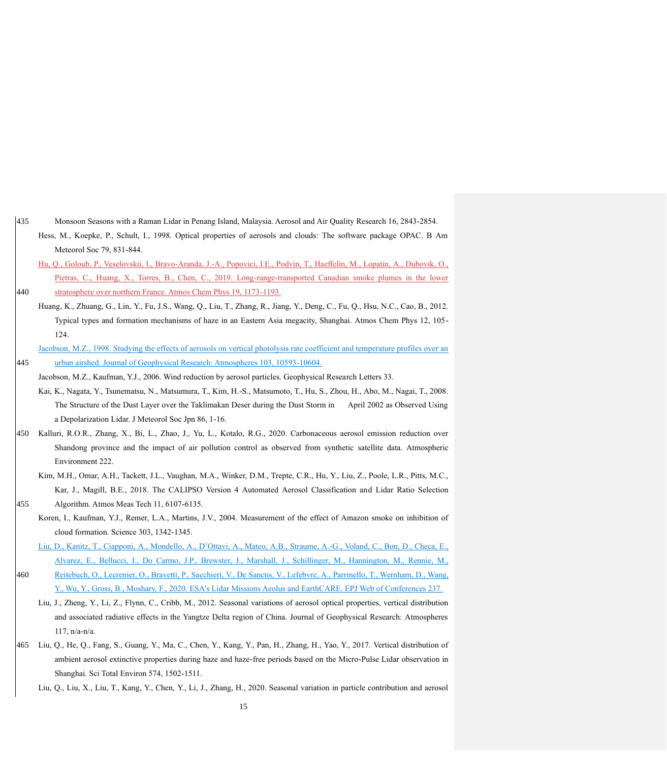Monsoon Seasons with a Raman Lidar in Penang Island, Malaysia. Aerosol and Air Quality Research 16, 2843-2854.

Hess, M., Koepke, P., Schult, I., 1998. Optical properties of aerosols and clouds: The software package OPAC. B Am Meteorol Soc 79, 831-844.

Hu, Q., Goloub, P., Veselovskii, I., Bravo-Aranda, J.-A., Popovici, I.E., Podvin, T., Haeffelin, M., Lopatin, A., Dubovik, O., Pietras, C., Huang, X., Torres, B., Chen, C., 2019. Long-range-transported Canadian smoke plumes in the lower stratosphere over northern France. Atmos Chem Phys 19, 1173-1193.

Huang, K., Zhuang, G., Lin, Y., Fu, J.S., Wang, Q., Liu, T., Zhang, R., Jiang, Y., Deng, C., Fu, Q., Hsu, N.C., Cao, B., 2012. Typical types and formation mechanisms of haze in an Eastern Asia megacity, Shanghai. Atmos Chem Phys 12, 105-124.

Jacobson, M.Z., 1998. Studying the effects of aerosols on vertical photolysis rate coefficient and temperature profiles over an urban airshed. Journal of Geophysical Research: Atmospheres 103, 10593-10604.

Jacobson, M.Z., Kaufman, Y.J., 2006. Wind reduction by aerosol particles. Geophysical Research Letters 33.

Kai, K., Nagata, Y., Tsunematsu, N., Matsumura, T., Kim, H.-S., Matsumoto, T., Hu, S., Zhou, H., Abo, M., Nagai, T., 2008. The Structure of the Dust Layer over the Taklimakan Deser during the Dust Storm in April 2002 as Observed Using a Depolarization Lidar. J Meteorol Soc Jpn 86, 1-16.

Kalluri, R.O.R., Zhang, X., Bi, L., Zhao, J., Yu, L., Kotalo, R.G., 2020. Carbonaceous aerosol emission reduction over Shandong province and the impact of air pollution control as observed from synthetic satellite data. Atmospheric Environment 222.

Kim, M.H., Omar, A.H., Tackett, J.L., Vaughan, M.A., Winker, D.M., Trepte, C.R., Hu, Y., Liu, Z., Poole, L.R., Pitts, M.C., Kar, J., Magill, B.E., 2018. The CALIPSO Version 4 Automated Aerosol Classification and Lidar Ratio Selection Algorithm. Atmos Meas Tech 11, 6107-6135.

Koren, I., Kaufman, Y.J., Remer, L.A., Martins, J.V., 2004. Measurement of the effect of Amazon smoke on inhibition of cloud formation. Science 303, 1342-1345.

Liu, D., Kanitz, T., Ciapponi, A., Mondello, A., D'Ottavi, A., Mateo, A.B., Straume, A.-G., Voland, C., Bon, D., Checa, E., Alvarez, E., Bellucci, I., Do Carmo, J.P., Brewster, J., Marshall, J., Schillinger, M., Hannington, M., Rennie, M., Reitebuch, O., Lecrenier, O., Bravetti, P., Sacchieri, V., De Sanctis, V., Lefebvre, A., Parrinello, T., Wernham, D., Wang, Y., Wu, Y., Gross, B., Moshary, F., 2020. ESA's Lidar Missions Aeolus and EarthCARE. EPJ Web of Conferences 237.

Liu, J., Zheng, Y., Li, Z., Flynn, C., Cribb, M., 2012. Seasonal variations of aerosol optical properties, vertical distribution and associated radiative effects in the Yangtze Delta region of China. Journal of Geophysical Research: Atmospheres 117, n/a-n/a.

Liu, Q., He, Q., Fang, S., Guang, Y., Ma, C., Chen, Y., Kang, Y., Pan, H., Zhang, H., Yao, Y., 2017. Vertical distribution of ambient aerosol extinctive properties during haze and haze-free periods based on the Micro-Pulse Lidar observation in Shanghai. Sci Total Environ 574, 1502-1511.

Liu, Q., Liu, X., Liu, T., Kang, Y., Chen, Y., Li, J., Zhang, H., 2020. Seasonal variation in particle contribution and aerosol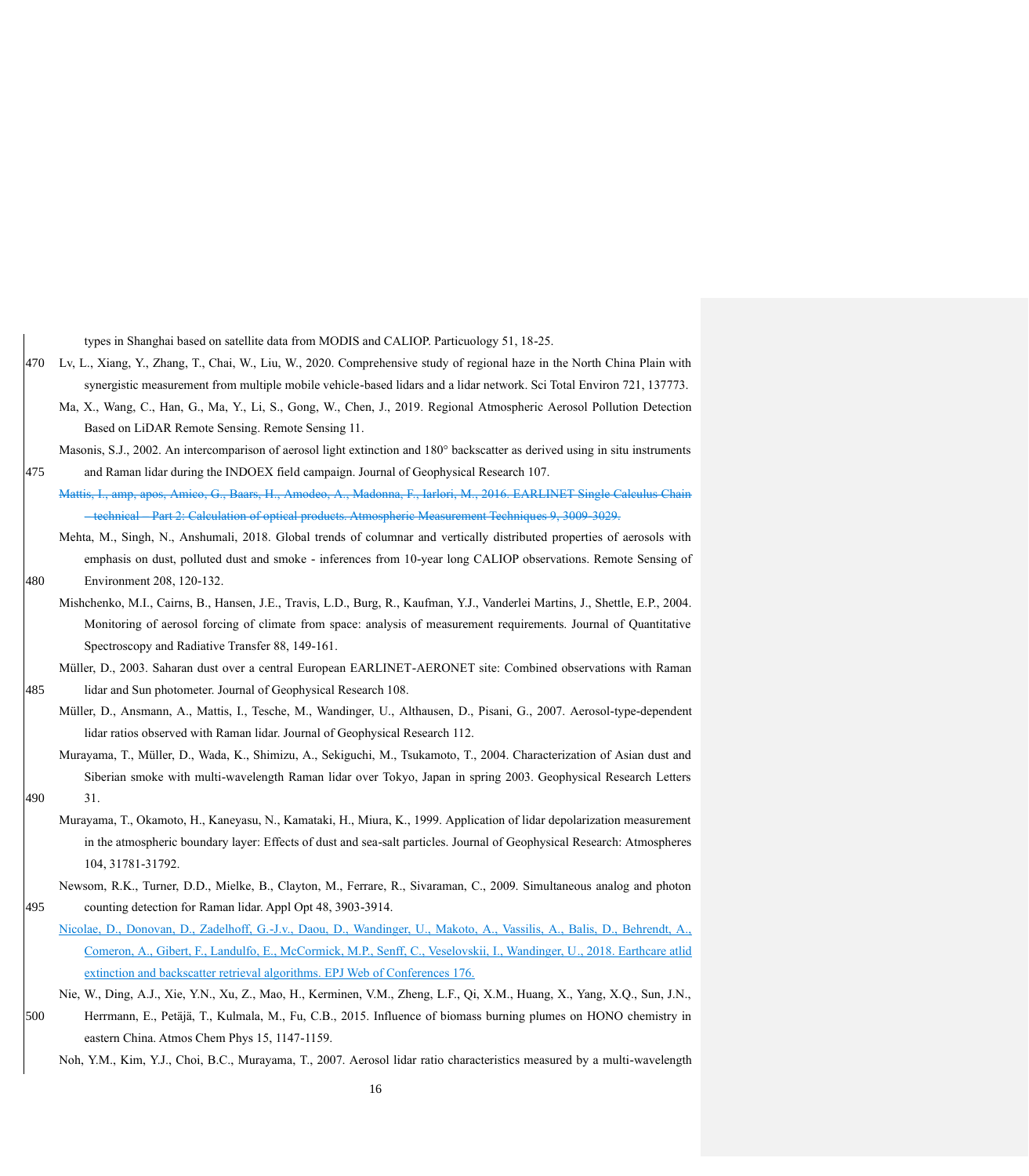types in Shanghai based on satellite data from MODIS and CALIOP. Particuology 51, 18-25.

Lv, L., Xiang, Y., Zhang, T., Chai, W., Liu, W., 2020. Comprehensive study of regional haze in the North China Plain with synergistic measurement from multiple mobile vehicle-based lidars and a lidar network. Sci Total Environ 721, 137773.

Ma, X., Wang, C., Han, G., Ma, Y., Li, S., Gong, W., Chen, J., 2019. Regional Atmospheric Aerosol Pollution Detection Based on LiDAR Remote Sensing. Remote Sensing 11.

Masonis, S.J., 2002. An intercomparison of aerosol light extinction and 180° backscatter as derived using in situ instruments and Raman lidar during the INDOEX field campaign. Journal of Geophysical Research 107.

~~Mattis, I., amp, apos, Amico, G., Baars, H., Amodeo, A., Madonna, F., Iarlori, M., 2016. EARLINET Single Calculus Chain – technical – Part 2: Calculation of optical products. Atmospheric Measurement Techniques 9, 3009-3029.~~

Mehta, M., Singh, N., Anshumali, 2018. Global trends of columnar and vertically distributed properties of aerosols with emphasis on dust, polluted dust and smoke - inferences from 10-year long CALIOP observations. Remote Sensing of Environment 208, 120-132.

Mishchenko, M.I., Cairns, B., Hansen, J.E., Travis, L.D., Burg, R., Kaufman, Y.J., Vanderlei Martins, J., Shettle, E.P., 2004. Monitoring of aerosol forcing of climate from space: analysis of measurement requirements. Journal of Quantitative Spectroscopy and Radiative Transfer 88, 149-161.

Müller, D., 2003. Saharan dust over a central European EARLINET-AERONET site: Combined observations with Raman lidar and Sun photometer. Journal of Geophysical Research 108.

Müller, D., Ansmann, A., Mattis, I., Tesche, M., Wandinger, U., Althausen, D., Pisani, G., 2007. Aerosol-type-dependent lidar ratios observed with Raman lidar. Journal of Geophysical Research 112.

Murayama, T., Müller, D., Wada, K., Shimizu, A., Sekiguchi, M., Tsukamoto, T., 2004. Characterization of Asian dust and Siberian smoke with multi-wavelength Raman lidar over Tokyo, Japan in spring 2003. Geophysical Research Letters 31.

Murayama, T., Okamoto, H., Kaneyasu, N., Kamataki, H., Miura, K., 1999. Application of lidar depolarization measurement in the atmospheric boundary layer: Effects of dust and sea-salt particles. Journal of Geophysical Research: Atmospheres 104, 31781-31792.

Newsom, R.K., Turner, D.D., Mielke, B., Clayton, M., Ferrare, R., Sivaraman, C., 2009. Simultaneous analog and photon counting detection for Raman lidar. Appl Opt 48, 3903-3914.

Nicolae, D., Donovan, D., Zadelhoff, G.-J.v., Daou, D., Wandinger, U., Makoto, A., Vassilis, A., Balis, D., Behrendt, A., Comeron, A., Gibert, F., Landulfo, E., McCormick, M.P., Senff, C., Veselovskii, I., Wandinger, U., 2018. Earthcare atlid extinction and backscatter retrieval algorithms. EPJ Web of Conferences 176.

Nie, W., Ding, A.J., Xie, Y.N., Xu, Z., Mao, H., Kerminen, V.M., Zheng, L.F., Qi, X.M., Huang, X., Yang, X.Q., Sun, J.N., Herrmann, E., Petäjä, T., Kulmala, M., Fu, C.B., 2015. Influence of biomass burning plumes on HONO chemistry in eastern China. Atmos Chem Phys 15, 1147-1159.

Noh, Y.M., Kim, Y.J., Choi, B.C., Murayama, T., 2007. Aerosol lidar ratio characteristics measured by a multi-wavelength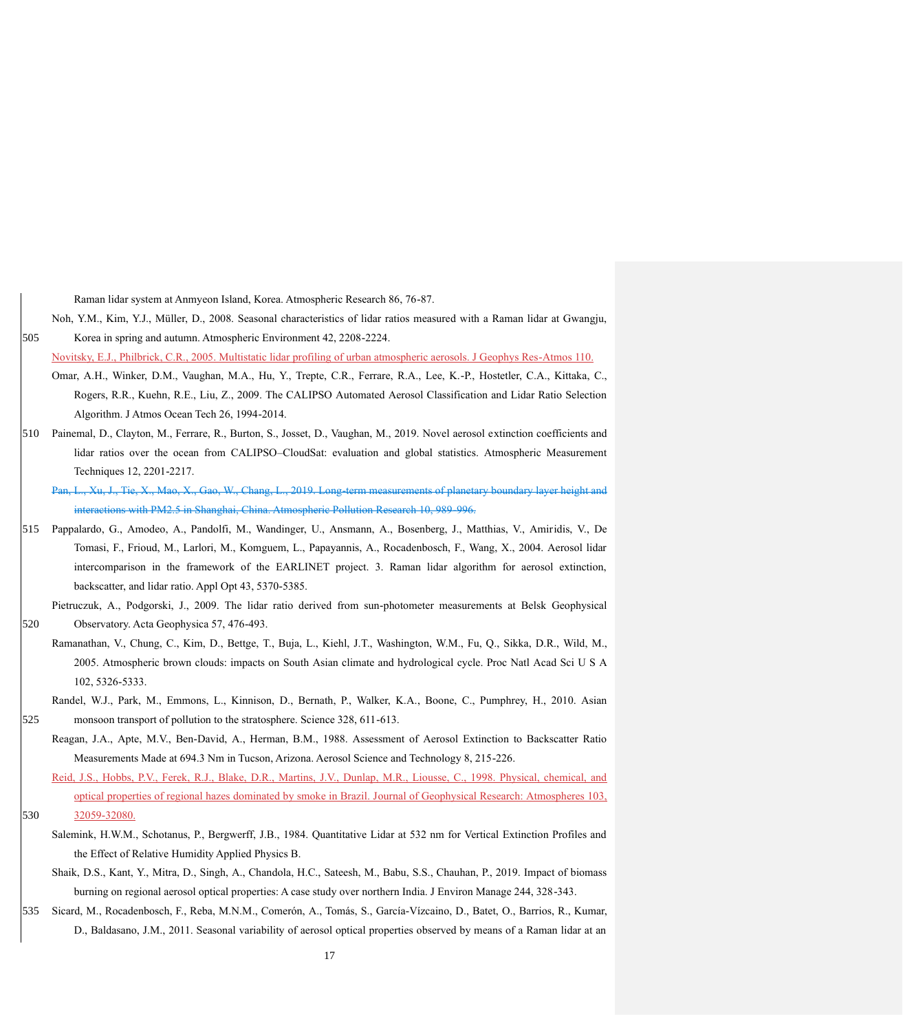Raman lidar system at Anmyeon Island, Korea. Atmospheric Research 86, 76-87.

Noh, Y.M., Kim, Y.J., Müller, D., 2008. Seasonal characteristics of lidar ratios measured with a Raman lidar at Gwangju, Korea in spring and autumn. Atmospheric Environment 42, 2208-2224.

Novitsky, E.J., Philbrick, C.R., 2005. Multistatic lidar profiling of urban atmospheric aerosols. J Geophys Res-Atmos 110.

Omar, A.H., Winker, D.M., Vaughan, M.A., Hu, Y., Trepte, C.R., Ferrare, R.A., Lee, K.-P., Hostetler, C.A., Kittaka, C., Rogers, R.R., Kuehn, R.E., Liu, Z., 2009. The CALIPSO Automated Aerosol Classification and Lidar Ratio Selection Algorithm. J Atmos Ocean Tech 26, 1994-2014.

Painemal, D., Clayton, M., Ferrare, R., Burton, S., Josset, D., Vaughan, M., 2019. Novel aerosol extinction coefficients and lidar ratios over the ocean from CALIPSO–CloudSat: evaluation and global statistics. Atmospheric Measurement Techniques 12, 2201-2217.

~~Pan, L., Xu, J., Tie, X., Mao, X., Gao, W., Chang, L., 2019. Long-term measurements of planetary boundary layer height and interactions with PM2.5 in Shanghai, China. Atmospheric Pollution Research 10, 989-996.~~

Pappalardo, G., Amodeo, A., Pandolfi, M., Wandinger, U., Ansmann, A., Bosenberg, J., Matthias, V., Amiridis, V., De Tomasi, F., Frioud, M., Larlori, M., Komguem, L., Papayannis, A., Rocadenbosch, F., Wang, X., 2004. Aerosol lidar intercomparison in the framework of the EARLINET project. 3. Raman lidar algorithm for aerosol extinction, backscatter, and lidar ratio. Appl Opt 43, 5370-5385.

Pietruczuk, A., Podgorski, J., 2009. The lidar ratio derived from sun-photometer measurements at Belsk Geophysical Observatory. Acta Geophysica 57, 476-493.

Ramanathan, V., Chung, C., Kim, D., Bettge, T., Buja, L., Kiehl, J.T., Washington, W.M., Fu, Q., Sikka, D.R., Wild, M., 2005. Atmospheric brown clouds: impacts on South Asian climate and hydrological cycle. Proc Natl Acad Sci U S A 102, 5326-5333.

Randel, W.J., Park, M., Emmons, L., Kinnison, D., Bernath, P., Walker, K.A., Boone, C., Pumphrey, H., 2010. Asian monsoon transport of pollution to the stratosphere. Science 328, 611-613.

Reagan, J.A., Apte, M.V., Ben-David, A., Herman, B.M., 1988. Assessment of Aerosol Extinction to Backscatter Ratio Measurements Made at 694.3 Nm in Tucson, Arizona. Aerosol Science and Technology 8, 215-226.

Reid, J.S., Hobbs, P.V., Ferek, R.J., Blake, D.R., Martins, J.V., Dunlap, M.R., Liousse, C., 1998. Physical, chemical, and optical properties of regional hazes dominated by smoke in Brazil. Journal of Geophysical Research: Atmospheres 103, 32059-32080.

Salemink, H.W.M., Schotanus, P., Bergwerff, J.B., 1984. Quantitative Lidar at 532 nm for Vertical Extinction Profiles and the Effect of Relative Humidity Applied Physics B.

Shaik, D.S., Kant, Y., Mitra, D., Singh, A., Chandola, H.C., Sateesh, M., Babu, S.S., Chauhan, P., 2019. Impact of biomass burning on regional aerosol optical properties: A case study over northern India. J Environ Manage 244, 328-343.

Sicard, M., Rocadenbosch, F., Reba, M.N.M., Comerón, A., Tomás, S., García-Vízcaino, D., Batet, O., Barrios, R., Kumar, D., Baldasano, J.M., 2011. Seasonal variability of aerosol optical properties observed by means of a Raman lidar at an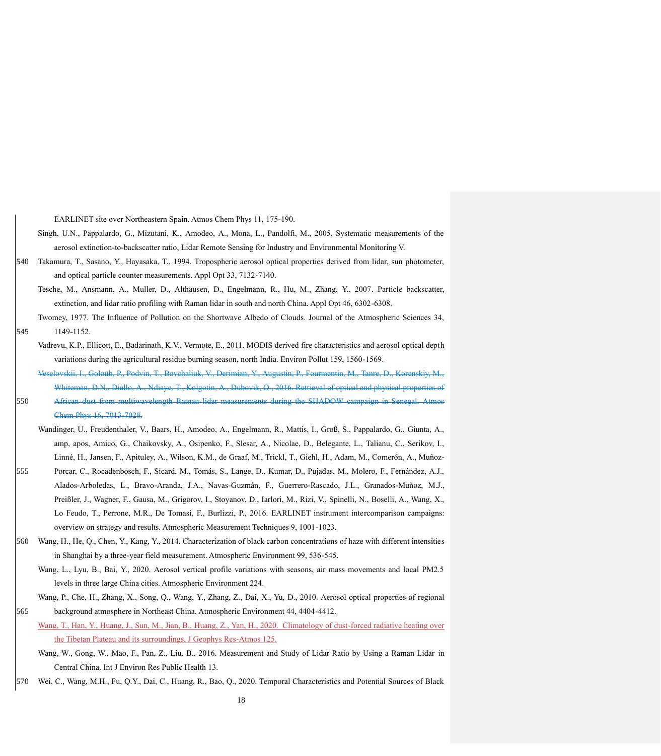EARLINET site over Northeastern Spain. Atmos Chem Phys 11, 175-190.

Singh, U.N., Pappalardo, G., Mizutani, K., Amodeo, A., Mona, L., Pandolfi, M., 2005. Systematic measurements of the aerosol extinction-to-backscatter ratio, Lidar Remote Sensing for Industry and Environmental Monitoring V.

Takamura, T., Sasano, Y., Hayasaka, T., 1994. Tropospheric aerosol optical properties derived from lidar, sun photometer, and optical particle counter measurements. Appl Opt 33, 7132-7140.

Tesche, M., Ansmann, A., Muller, D., Althausen, D., Engelmann, R., Hu, M., Zhang, Y., 2007. Particle backscatter, extinction, and lidar ratio profiling with Raman lidar in south and north China. Appl Opt 46, 6302-6308.

Twomey, 1977. The Influence of Pollution on the Shortwave Albedo of Clouds. Journal of the Atmospheric Sciences 34, 1149-1152.

Vadrevu, K.P., Ellicott, E., Badarinath, K.V., Vermote, E., 2011. MODIS derived fire characteristics and aerosol optical depth variations during the agricultural residue burning season, north India. Environ Pollut 159, 1560-1569.

~~Veselovskii, I., Goloub, P., Podvin, T., Bovchaliuk, V., Derimian, Y., Augustin, P., Fourmentin, M., Tanre, D., Korenskiy, M., Whiteman, D.N., Diallo, A., Ndiaye, T., Kolgotin, A., Dubovik, O., 2016. Retrieval of optical and physical properties of African dust from multiwavelength Raman lidar measurements during the SHADOW campaign in Senegal. Atmos Chem Phys 16, 7013-7028.~~

Wandinger, U., Freudenthaler, V., Baars, H., Amodeo, A., Engelmann, R., Mattis, I., Groß, S., Pappalardo, G., Giunta, A., amp, apos, Amico, G., Chaikovsky, A., Osipenko, F., Slesar, A., Nicolae, D., Belegante, L., Talianu, C., Serikov, I., Linné, H., Jansen, F., Apituley, A., Wilson, K.M., de Graaf, M., Trickl, T., Giehl, H., Adam, M., Comerón, A., Muñoz-Porcar, C., Rocadenbosch, F., Sicard, M., Tomás, S., Lange, D., Kumar, D., Pujadas, M., Molero, F., Fernández, A.J., Alados-Arboledas, L., Bravo-Aranda, J.A., Navas-Guzmán, F., Guerrero-Rascado, J.L., Granados-Muñoz, M.J., Preißler, J., Wagner, F., Gausa, M., Grigorov, I., Stoyanov, D., Iarlori, M., Rizi, V., Spinelli, N., Boselli, A., Wang, X., Lo Feudo, T., Perrone, M.R., De Tomasi, F., Burlizzi, P., 2016. EARLINET instrument intercomparison campaigns: overview on strategy and results. Atmospheric Measurement Techniques 9, 1001-1023.

Wang, H., He, Q., Chen, Y., Kang, Y., 2014. Characterization of black carbon concentrations of haze with different intensities in Shanghai by a three-year field measurement. Atmospheric Environment 99, 536-545.

Wang, L., Lyu, B., Bai, Y., 2020. Aerosol vertical profile variations with seasons, air mass movements and local PM2.5 levels in three large China cities. Atmospheric Environment 224.

Wang, P., Che, H., Zhang, X., Song, Q., Wang, Y., Zhang, Z., Dai, X., Yu, D., 2010. Aerosol optical properties of regional background atmosphere in Northeast China. Atmospheric Environment 44, 4404-4412.

Wang, T., Han, Y., Huang, J., Sun, M., Jian, B., Huang, Z., Yan, H., 2020. Climatology of dust-forced radiative heating over the Tibetan Plateau and its surroundings, J Geophys Res-Atmos 125.

Wang, W., Gong, W., Mao, F., Pan, Z., Liu, B., 2016. Measurement and Study of Lidar Ratio by Using a Raman Lidar in Central China. Int J Environ Res Public Health 13.

Wei, C., Wang, M.H., Fu, Q.Y., Dai, C., Huang, R., Bao, Q., 2020. Temporal Characteristics and Potential Sources of Black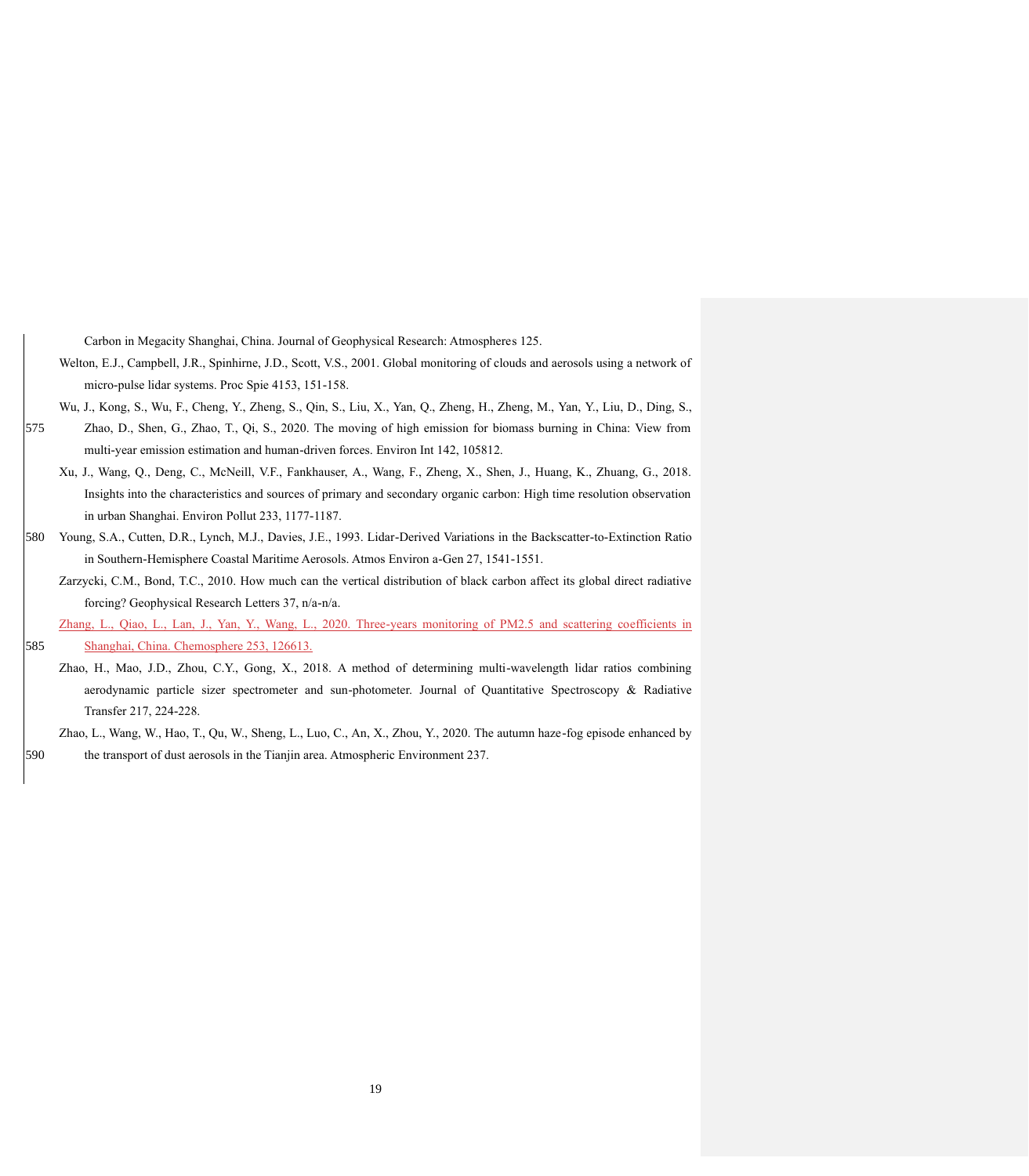Carbon in Megacity Shanghai, China. Journal of Geophysical Research: Atmospheres 125.

Welton, E.J., Campbell, J.R., Spinhirne, J.D., Scott, V.S., 2001. Global monitoring of clouds and aerosols using a network of micro-pulse lidar systems. Proc Spie 4153, 151-158.

Wu, J., Kong, S., Wu, F., Cheng, Y., Zheng, S., Qin, S., Liu, X., Yan, Q., Zheng, H., Zheng, M., Yan, Y., Liu, D., Ding, S., Zhao, D., Shen, G., Zhao, T., Qi, S., 2020. The moving of high emission for biomass burning in China: View from multi-year emission estimation and human-driven forces. Environ Int 142, 105812.

Xu, J., Wang, Q., Deng, C., McNeill, V.F., Fankhauser, A., Wang, F., Zheng, X., Shen, J., Huang, K., Zhuang, G., 2018. Insights into the characteristics and sources of primary and secondary organic carbon: High time resolution observation in urban Shanghai. Environ Pollut 233, 1177-1187.

Young, S.A., Cutten, D.R., Lynch, M.J., Davies, J.E., 1993. Lidar-Derived Variations in the Backscatter-to-Extinction Ratio in Southern-Hemisphere Coastal Maritime Aerosols. Atmos Environ a-Gen 27, 1541-1551.

Zarzycki, C.M., Bond, T.C., 2010. How much can the vertical distribution of black carbon affect its global direct radiative forcing? Geophysical Research Letters 37, n/a-n/a.

Zhang, L., Qiao, L., Lan, J., Yan, Y., Wang, L., 2020. Three-years monitoring of PM2.5 and scattering coefficients in Shanghai, China. Chemosphere 253, 126613.

Zhao, H., Mao, J.D., Zhou, C.Y., Gong, X., 2018. A method of determining multi-wavelength lidar ratios combining aerodynamic particle sizer spectrometer and sun-photometer. Journal of Quantitative Spectroscopy & Radiative Transfer 217, 224-228.

Zhao, L., Wang, W., Hao, T., Qu, W., Sheng, L., Luo, C., An, X., Zhou, Y., 2020. The autumn haze-fog episode enhanced by the transport of dust aerosols in the Tianjin area. Atmospheric Environment 237.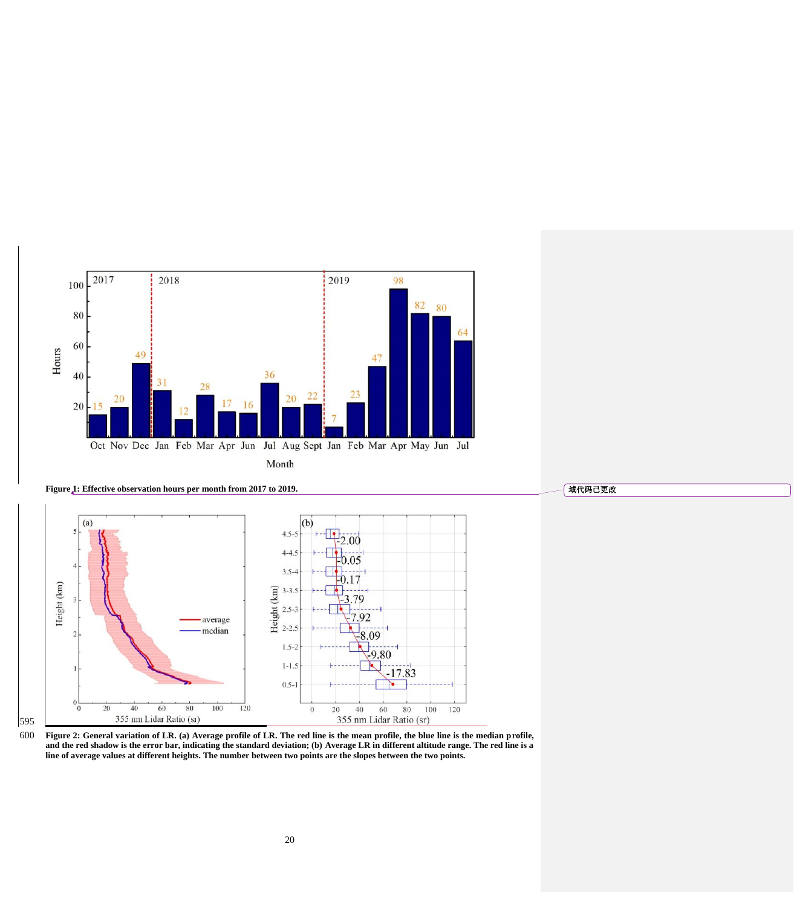**Figure 1: Effective observation hours per month from 2017 to 2019.**

**Figure 2: General variation of LR. (a) Average profile of LR. The red line is the mean profile, the blue line is the median profile, and the red shadow is the error bar, indicating the standard deviation; (b) Average LR in different altitude range. The red line is a line of average values at different heights. The number between two points are the slopes between the two points.**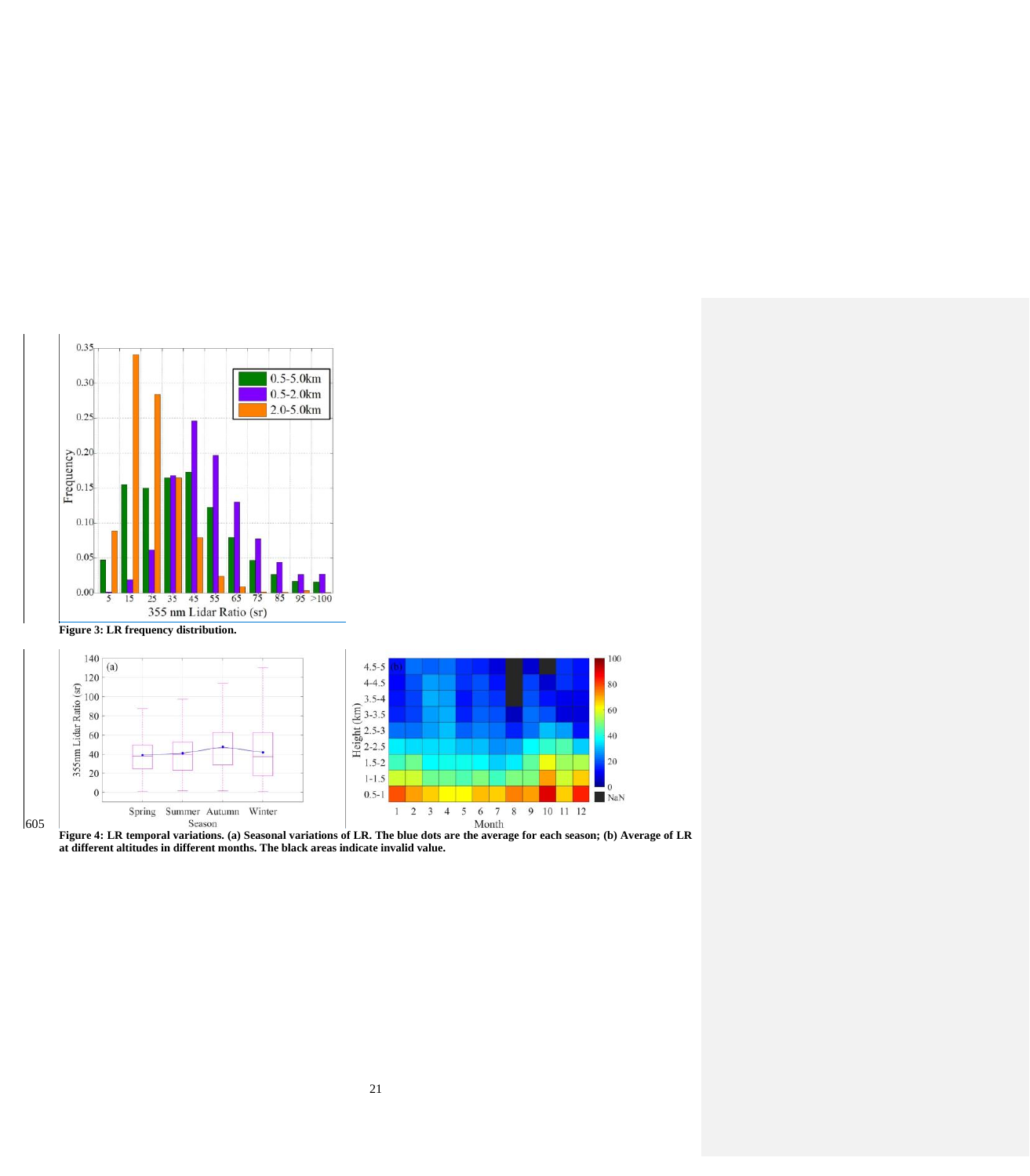Figure 3: LR frequency distribution.

Figure 4: LR temporal variations. (a) Seasonal variations of LR. The blue dots are the average for each season; (b) Average of LR at different altitudes in different months. The black areas indicate invalid value.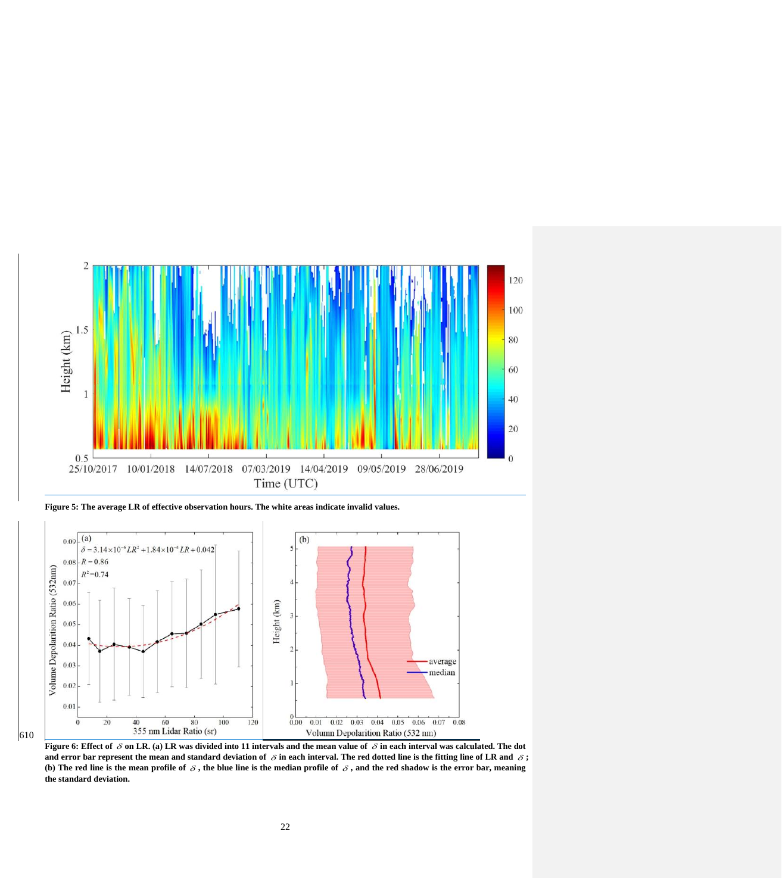**Figure 5: The average LR of effective observation hours. The white areas indicate invalid values.**

**Figure 6: Effect of $\delta$ on LR. (a) LR was divided into 11 intervals and the mean value of $\delta$ in each interval was calculated. The dot and error bar represent the mean and standard deviation of $\delta$ in each interval. The red dotted line is the fitting line of LR and $\delta$; (b) The red line is the mean profile of $\delta$, the blue line is the median profile of $\delta$, and the red shadow is the error bar, meaning the standard deviation.**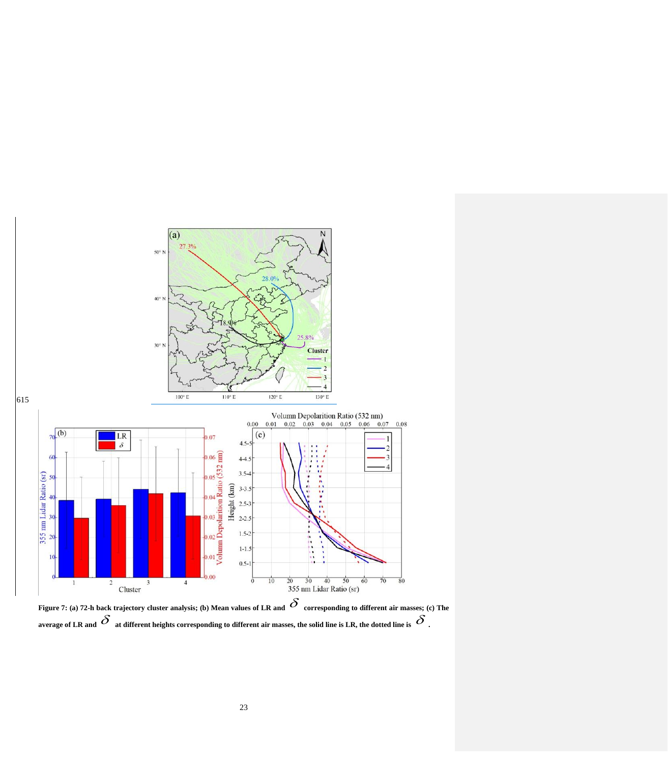Figure 7: (a) 72-h back trajectory cluster analysis; (b) Mean values of LR and $\delta$ corresponding to different air masses; (c) The average of LR and $\delta$ at different heights corresponding to different air masses, the solid line is LR, the dotted line is $\delta$.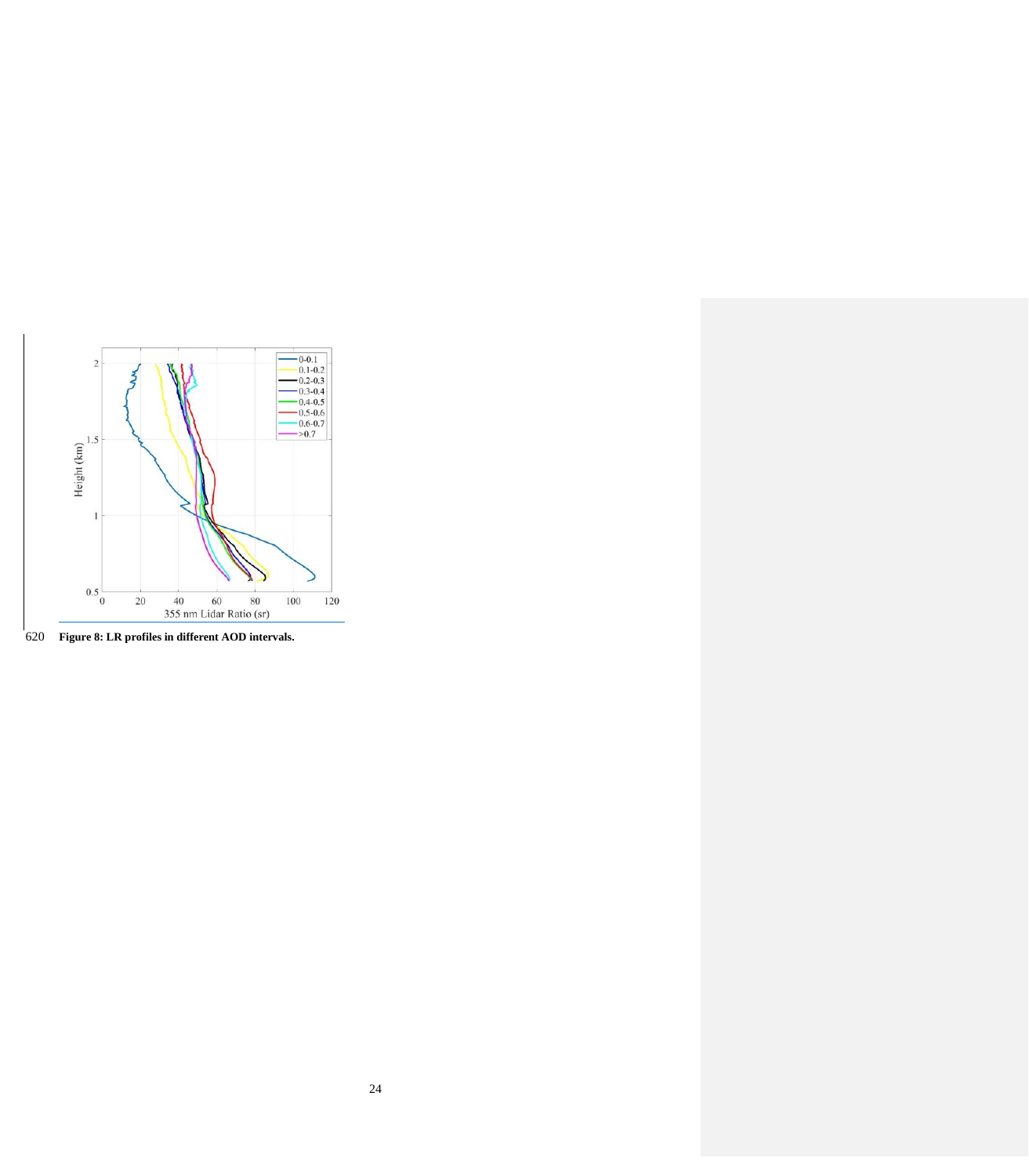Figure 8: LR profiles in different AOD intervals.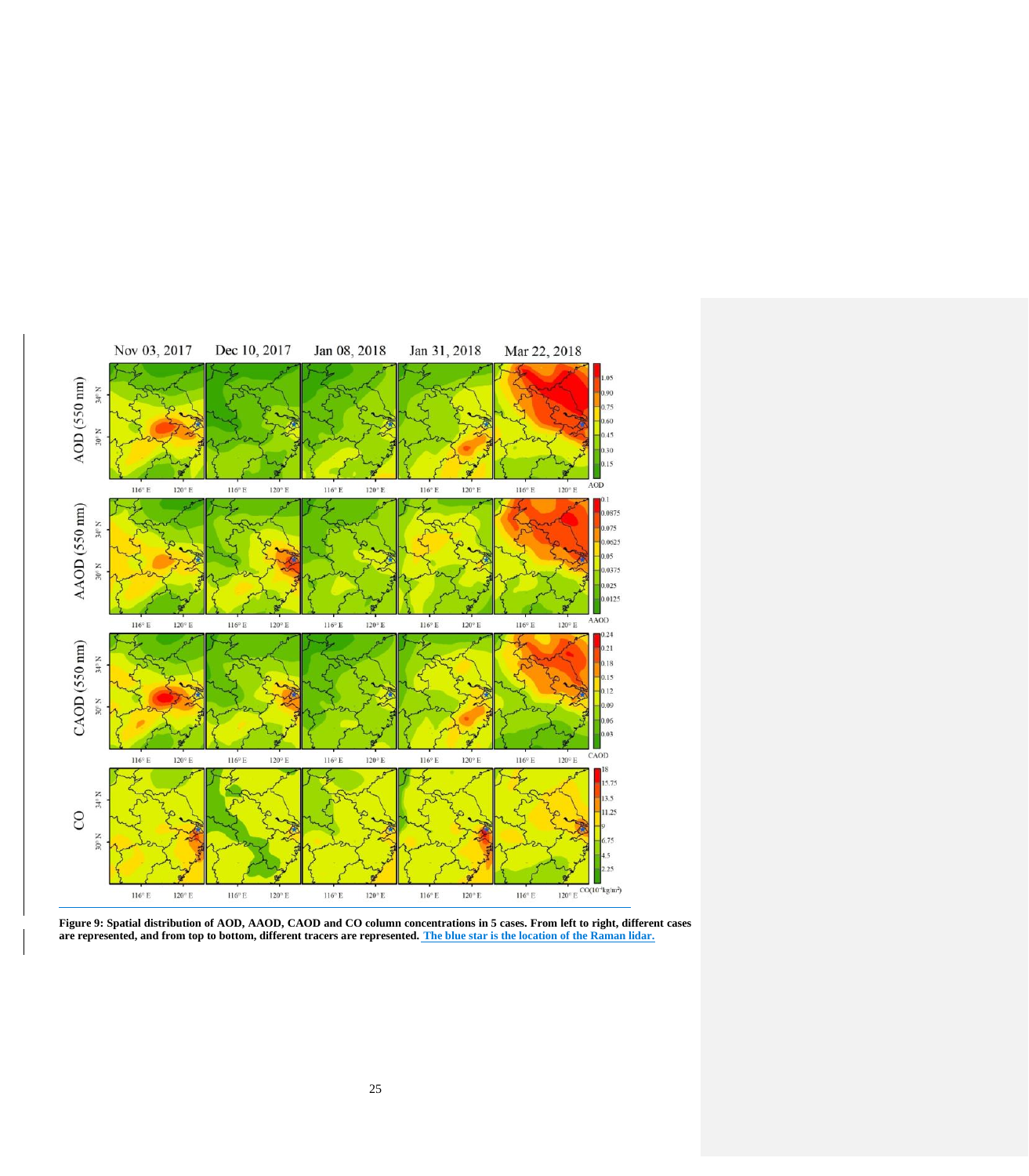**Figure 9: Spatial distribution of AOD, AAOD, CAOD and CO column concentrations in 5 cases. From left to right, different cases are represented, and from top to bottom, different tracers are represented. The blue star is the location of the Raman lidar.**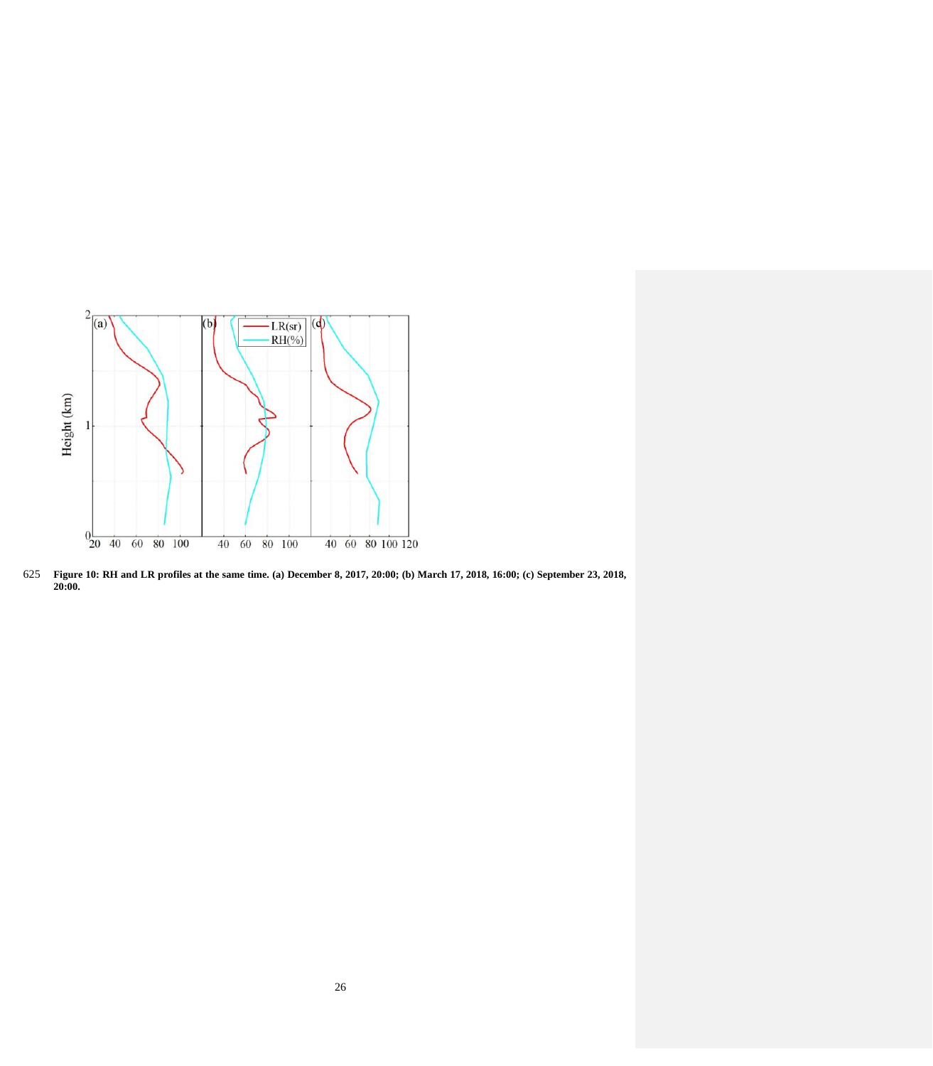2
1
0
Height (km)
(a)
(b)
(c)
LR(sr)
RH(%)
20 40 60 80 100
40 60 80 100
40 60 80 100 120

**Figure 10: RH and LR profiles at the same time. (a) December 8, 2017, 20:00; (b) March 17, 2018, 16:00; (c) September 23, 2018, 20:00.**